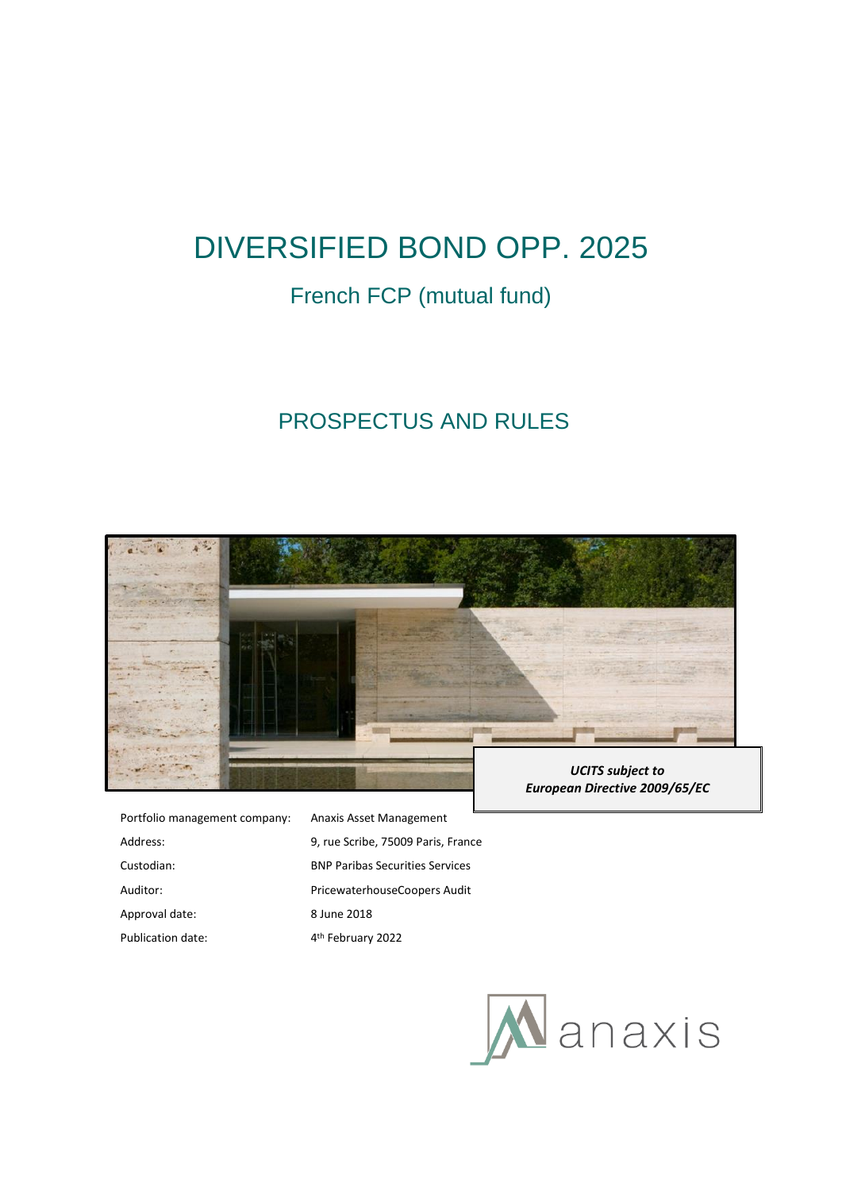# DIVERSIFIED BOND OPP. 2025

## French FCP (mutual fund)

## PROSPECTUS AND RULES

***UCITS subject to European Directive 2009/65/EC***

| | |
|---|---|
| Portfolio management company: | Anaxis Asset Management |
| Address: | 9, rue Scribe, 75009 Paris, France |
| Custodian: | BNP Paribas Securities Services |
| Auditor: | PricewaterhouseCoopers Audit |
| Approval date: | 8 June 2018 |
| Publication date: | 4th February 2022 |

anaxis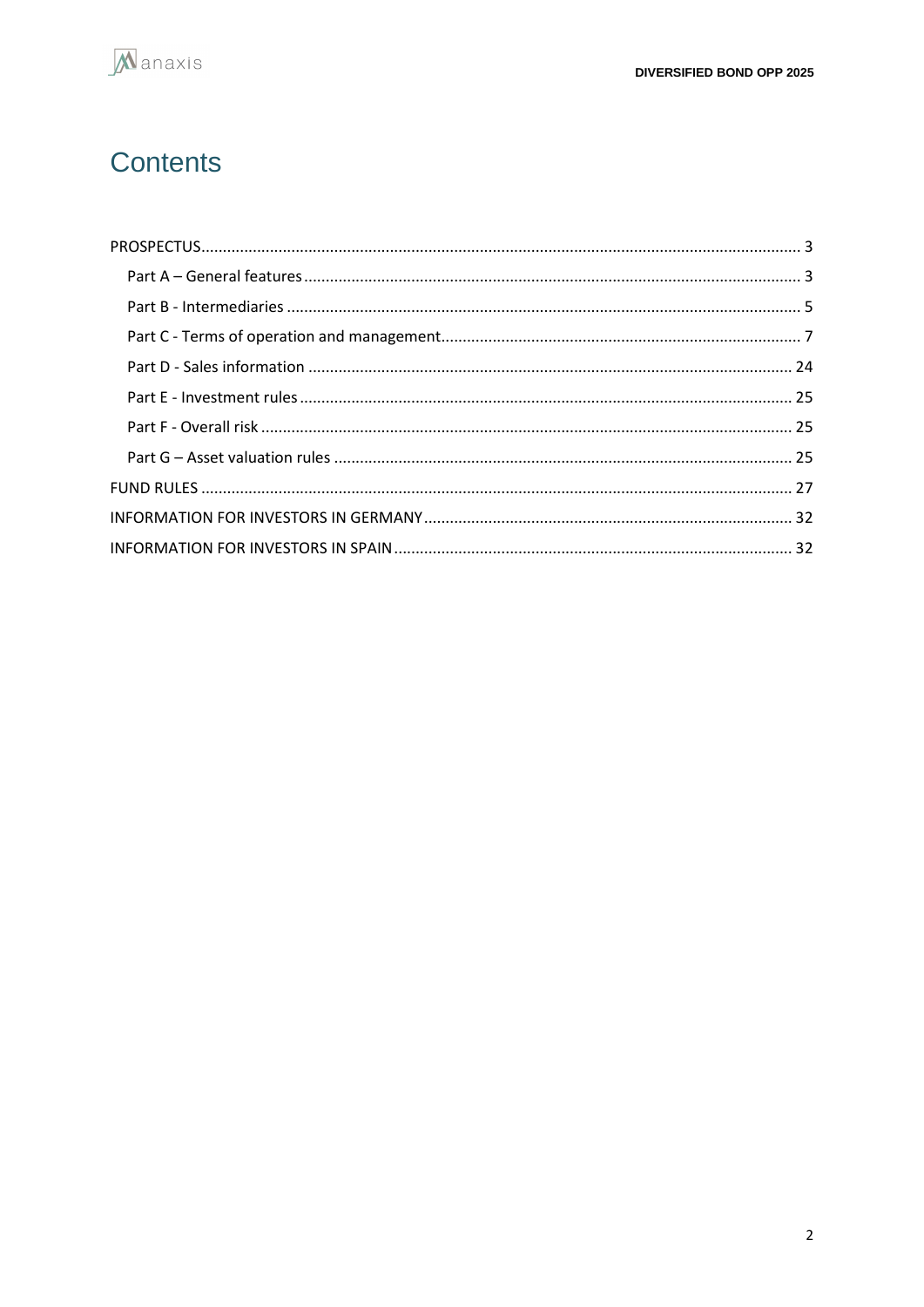# Contents

- PROSPECTUS ........ 3
  - Part A – General features ........ 3
  - Part B - Intermediaries ........ 5
  - Part C - Terms of operation and management ........ 7
  - Part D - Sales information ........ 24
  - Part E - Investment rules ........ 25
  - Part F - Overall risk ........ 25
  - Part G – Asset valuation rules ........ 25
- FUND RULES ........ 27
- INFORMATION FOR INVESTORS IN GERMANY ........ 32
- INFORMATION FOR INVESTORS IN SPAIN ........ 32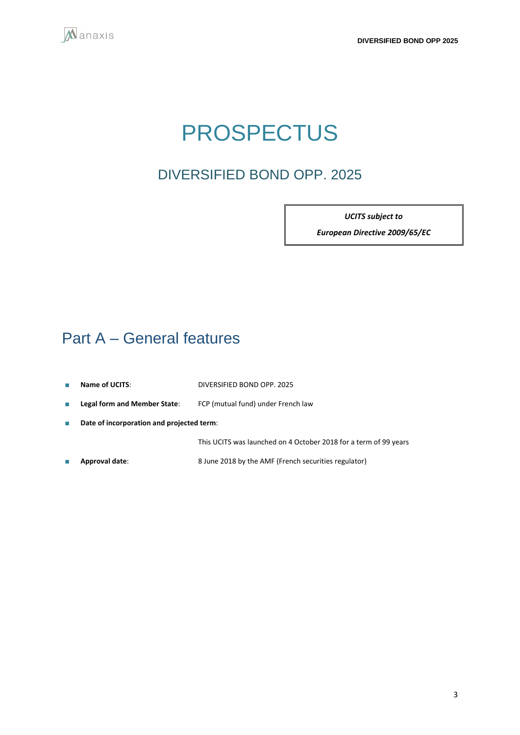# PROSPECTUS

## DIVERSIFIED BOND OPP. 2025

***UCITS subject to***

***European Directive 2009/65/EC***

## Part A – General features

- **Name of UCITS**: DIVERSIFIED BOND OPP. 2025
- **Legal form and Member State**: FCP (mutual fund) under French law
- **Date of incorporation and projected term**:

  This UCITS was launched on 4 October 2018 for a term of 99 years
- **Approval date**: 8 June 2018 by the AMF (French securities regulator)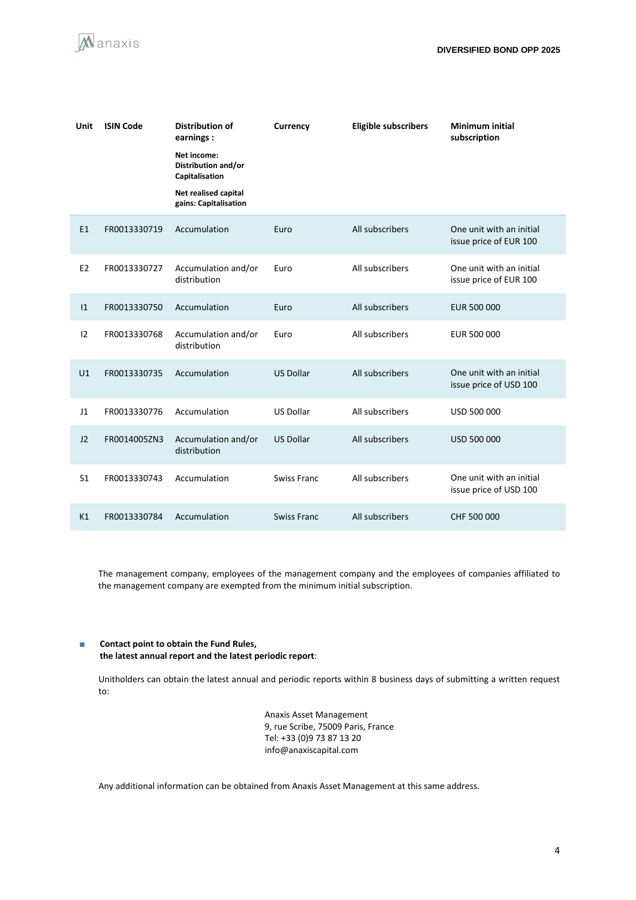| Unit | ISIN Code | Distribution of earnings :<br><br>Net income: Distribution and/or Capitalisation<br><br>Net realised capital gains: Capitalisation | Currency | Eligible subscribers | Minimum initial subscription |
|---|---|---|---|---|---|
| E1 | FR0013330719 | Accumulation | Euro | All subscribers | One unit with an initial issue price of EUR 100 |
| E2 | FR0013330727 | Accumulation and/or distribution | Euro | All subscribers | One unit with an initial issue price of EUR 100 |
| I1 | FR0013330750 | Accumulation | Euro | All subscribers | EUR 500 000 |
| I2 | FR0013330768 | Accumulation and/or distribution | Euro | All subscribers | EUR 500 000 |
| U1 | FR0013330735 | Accumulation | US Dollar | All subscribers | One unit with an initial issue price of USD 100 |
| J1 | FR0013330776 | Accumulation | US Dollar | All subscribers | USD 500 000 |
| J2 | FR0014005ZN3 | Accumulation and/or distribution | US Dollar | All subscribers | USD 500 000 |
| S1 | FR0013330743 | Accumulation | Swiss Franc | All subscribers | One unit with an initial issue price of USD 100 |
| K1 | FR0013330784 | Accumulation | Swiss Franc | All subscribers | CHF 500 000 |

The management company, employees of the management company and the employees of companies affiliated to the management company are exempted from the minimum initial subscription.

- **Contact point to obtain the Fund Rules, the latest annual report and the latest periodic report**:

Unitholders can obtain the latest annual and periodic reports within 8 business days of submitting a written request to:

Anaxis Asset Management
9, rue Scribe, 75009 Paris, France
Tel: +33 (0)9 73 87 13 20
info@anaxiscapital.com

Any additional information can be obtained from Anaxis Asset Management at this same address.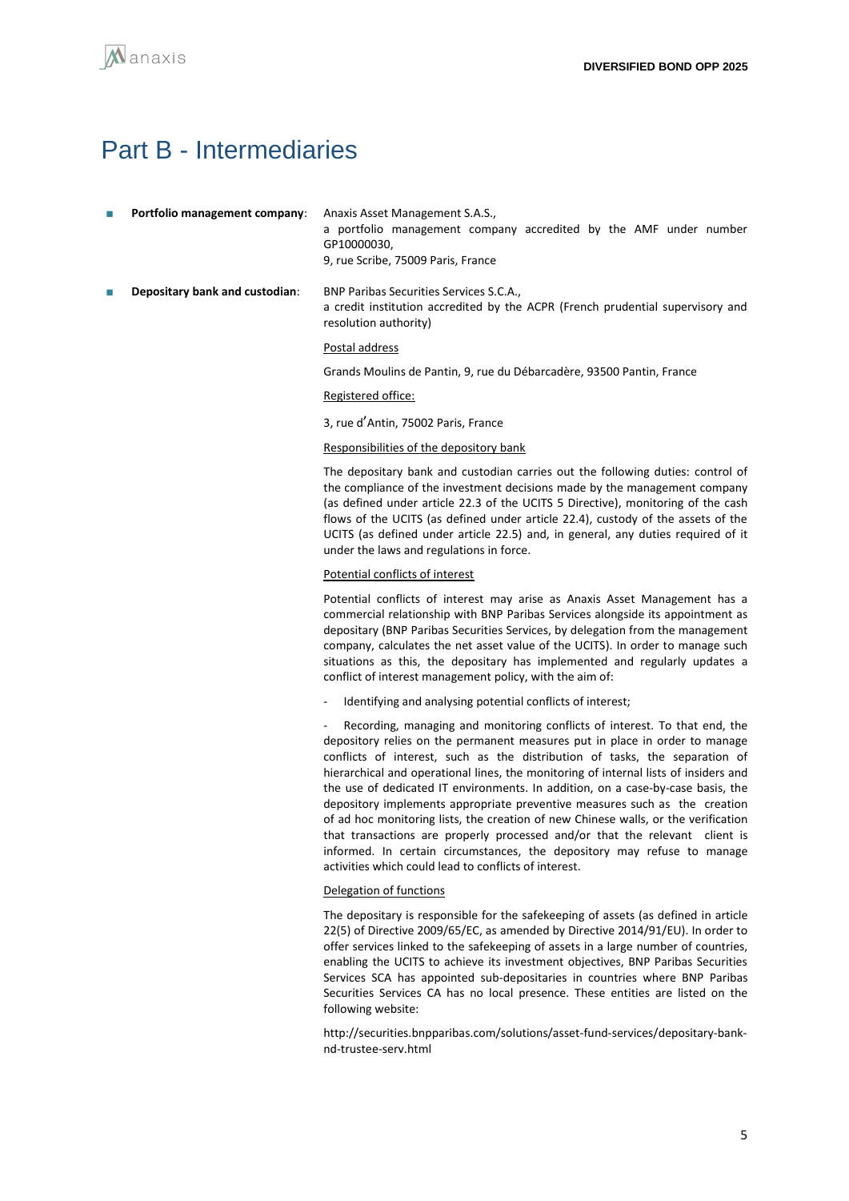# Part B - Intermediaries

- **Portfolio management company**: Anaxis Asset Management S.A.S.,
  a portfolio management company accredited by the AMF under number GP10000030,
  9, rue Scribe, 75009 Paris, France

- **Depositary bank and custodian**: BNP Paribas Securities Services S.C.A.,
  a credit institution accredited by the ACPR (French prudential supervisory and resolution authority)

  Postal address

  Grands Moulins de Pantin, 9, rue du Débarcadère, 93500 Pantin, France

  Registered office:

  3, rue d'Antin, 75002 Paris, France

  Responsibilities of the depository bank

  The depositary bank and custodian carries out the following duties: control of the compliance of the investment decisions made by the management company (as defined under article 22.3 of the UCITS 5 Directive), monitoring of the cash flows of the UCITS (as defined under article 22.4), custody of the assets of the UCITS (as defined under article 22.5) and, in general, any duties required of it under the laws and regulations in force.

  Potential conflicts of interest

  Potential conflicts of interest may arise as Anaxis Asset Management has a commercial relationship with BNP Paribas Services alongside its appointment as depositary (BNP Paribas Securities Services, by delegation from the management company, calculates the net asset value of the UCITS). In order to manage such situations as this, the depositary has implemented and regularly updates a conflict of interest management policy, with the aim of:

  - Identifying and analysing potential conflicts of interest;

  - Recording, managing and monitoring conflicts of interest. To that end, the depository relies on the permanent measures put in place in order to manage conflicts of interest, such as the distribution of tasks, the separation of hierarchical and operational lines, the monitoring of internal lists of insiders and the use of dedicated IT environments. In addition, on a case-by-case basis, the depository implements appropriate preventive measures such as the creation of ad hoc monitoring lists, the creation of new Chinese walls, or the verification that transactions are properly processed and/or that the relevant client is informed. In certain circumstances, the depository may refuse to manage activities which could lead to conflicts of interest.

  Delegation of functions

  The depositary is responsible for the safekeeping of assets (as defined in article 22(5) of Directive 2009/65/EC, as amended by Directive 2014/91/EU). In order to offer services linked to the safekeeping of assets in a large number of countries, enabling the UCITS to achieve its investment objectives, BNP Paribas Securities Services SCA has appointed sub-depositaries in countries where BNP Paribas Securities Services CA has no local presence. These entities are listed on the following website:

  http://securities.bnpparibas.com/solutions/asset-fund-services/depositary-bank-nd-trustee-serv.html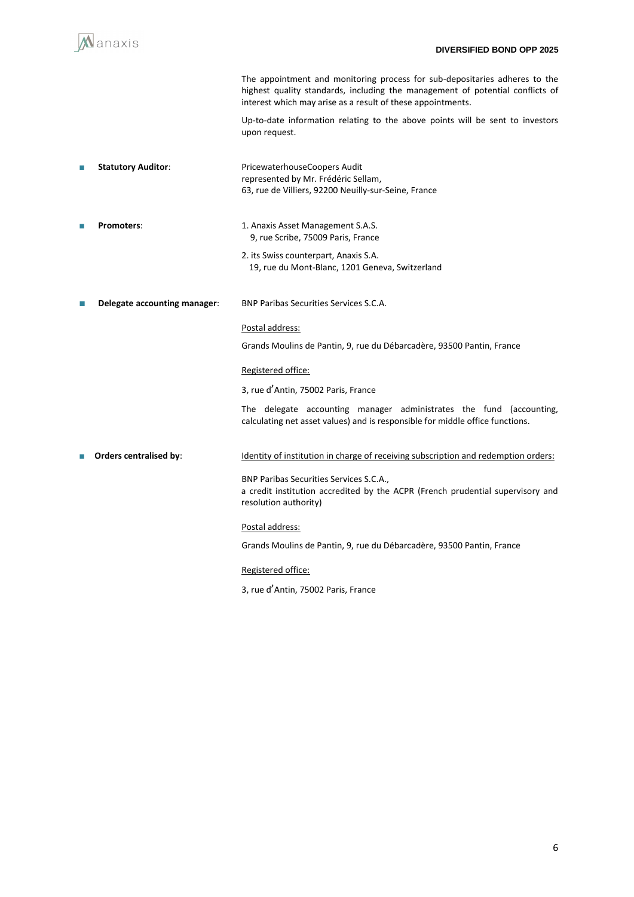The appointment and monitoring process for sub-depositaries adheres to the highest quality standards, including the management of potential conflicts of interest which may arise as a result of these appointments.

Up-to-date information relating to the above points will be sent to investors upon request.

- **Statutory Auditor**:

  PricewaterhouseCoopers Audit
  represented by Mr. Frédéric Sellam,
  63, rue de Villiers, 92200 Neuilly-sur-Seine, France

- **Promoters**:

  1. Anaxis Asset Management S.A.S.
     9, rue Scribe, 75009 Paris, France
  2. its Swiss counterpart, Anaxis S.A.
     19, rue du Mont-Blanc, 1201 Geneva, Switzerland

- **Delegate accounting manager**:

  BNP Paribas Securities Services S.C.A.

  Postal address:

  Grands Moulins de Pantin, 9, rue du Débarcadère, 93500 Pantin, France

  Registered office:

  3, rue d'Antin, 75002 Paris, France

  The delegate accounting manager administrates the fund (accounting, calculating net asset values) and is responsible for middle office functions.

- **Orders centralised by**:

  Identity of institution in charge of receiving subscription and redemption orders:

  BNP Paribas Securities Services S.C.A.,
  a credit institution accredited by the ACPR (French prudential supervisory and resolution authority)

  Postal address:

  Grands Moulins de Pantin, 9, rue du Débarcadère, 93500 Pantin, France

  Registered office:

  3, rue d'Antin, 75002 Paris, France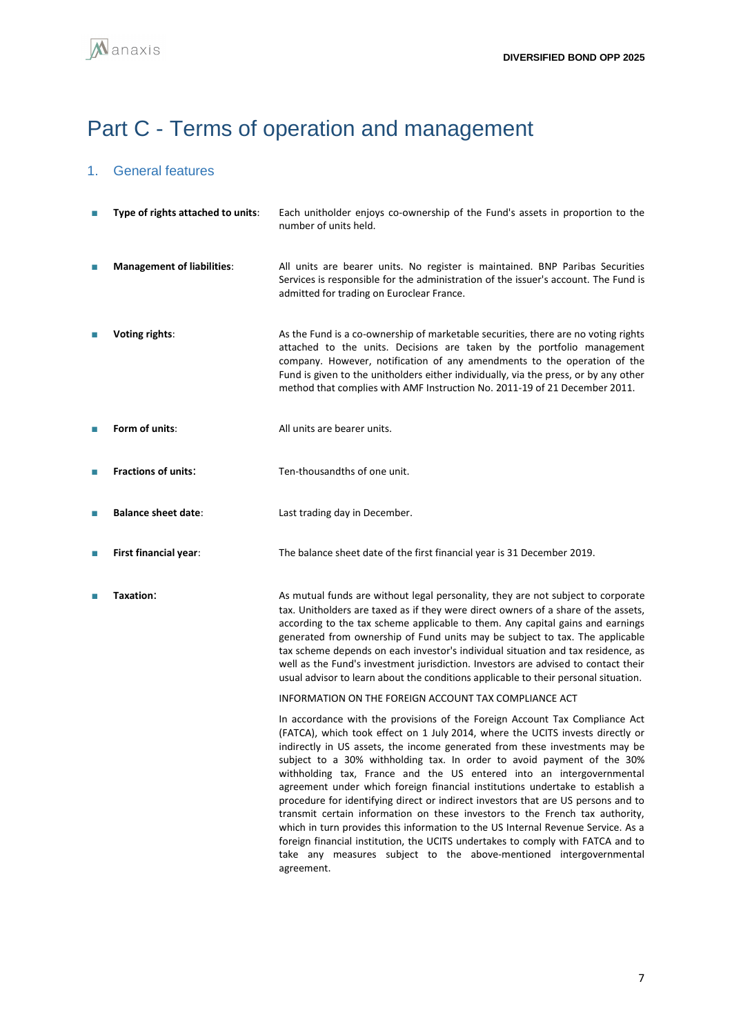# Part C - Terms of operation and management

## 1. General features

- **Type of rights attached to units**: Each unitholder enjoys co-ownership of the Fund's assets in proportion to the number of units held.

- **Management of liabilities**: All units are bearer units. No register is maintained. BNP Paribas Securities Services is responsible for the administration of the issuer's account. The Fund is admitted for trading on Euroclear France.

- **Voting rights**: As the Fund is a co-ownership of marketable securities, there are no voting rights attached to the units. Decisions are taken by the portfolio management company. However, notification of any amendments to the operation of the Fund is given to the unitholders either individually, via the press, or by any other method that complies with AMF Instruction No. 2011-19 of 21 December 2011.

- **Form of units**: All units are bearer units.

- **Fractions of units**: Ten-thousandths of one unit.

- **Balance sheet date**: Last trading day in December.

- **First financial year**: The balance sheet date of the first financial year is 31 December 2019.

- **Taxation**: As mutual funds are without legal personality, they are not subject to corporate tax. Unitholders are taxed as if they were direct owners of a share of the assets, according to the tax scheme applicable to them. Any capital gains and earnings generated from ownership of Fund units may be subject to tax. The applicable tax scheme depends on each investor's individual situation and tax residence, as well as the Fund's investment jurisdiction. Investors are advised to contact their usual advisor to learn about the conditions applicable to their personal situation.

  INFORMATION ON THE FOREIGN ACCOUNT TAX COMPLIANCE ACT

  In accordance with the provisions of the Foreign Account Tax Compliance Act (FATCA), which took effect on 1 July 2014, where the UCITS invests directly or indirectly in US assets, the income generated from these investments may be subject to a 30% withholding tax. In order to avoid payment of the 30% withholding tax, France and the US entered into an intergovernmental agreement under which foreign financial institutions undertake to establish a procedure for identifying direct or indirect investors that are US persons and to transmit certain information on these investors to the French tax authority, which in turn provides this information to the US Internal Revenue Service. As a foreign financial institution, the UCITS undertakes to comply with FATCA and to take any measures subject to the above-mentioned intergovernmental agreement.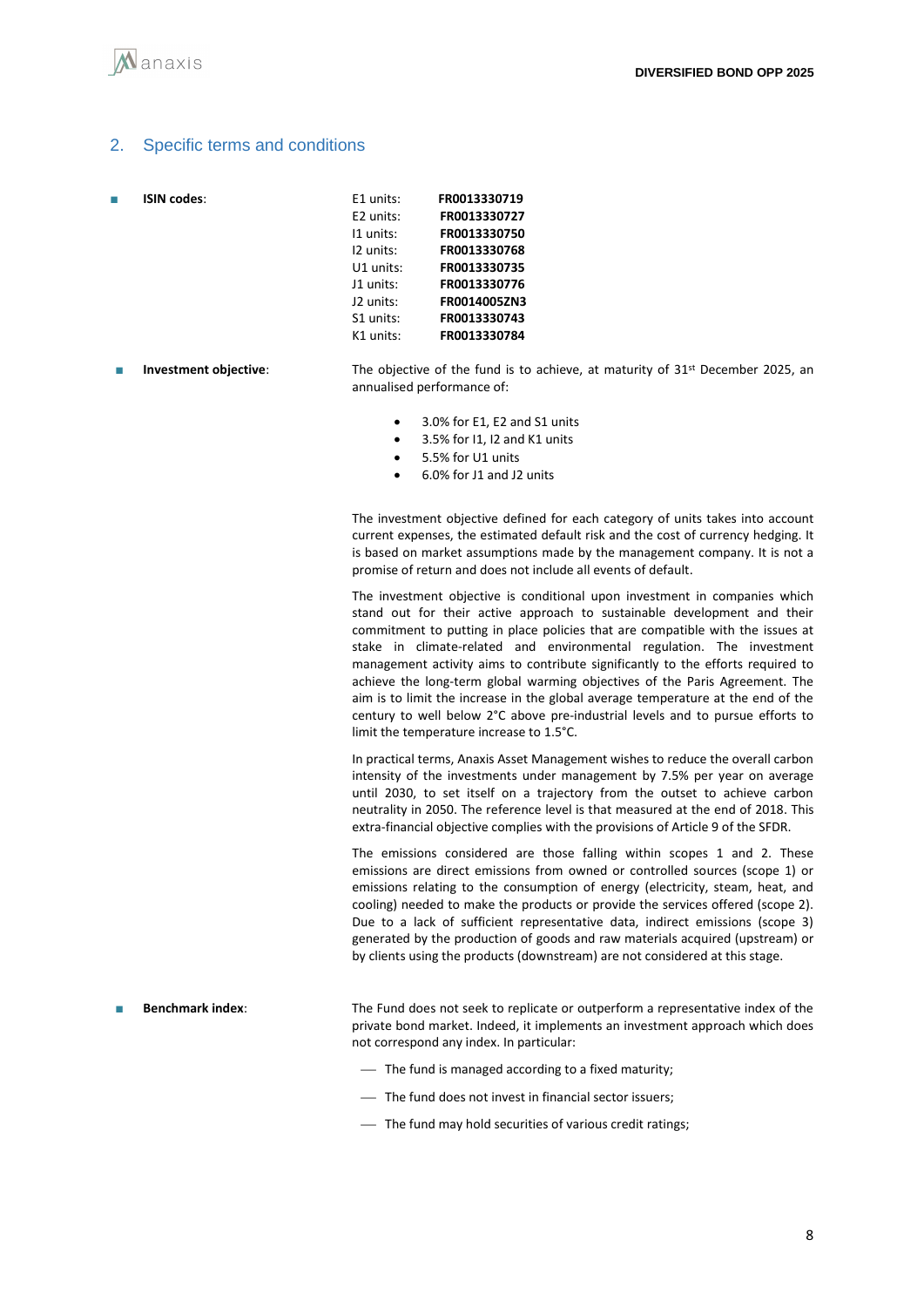## 2. Specific terms and conditions

- **ISIN codes**:

| | |
|---|---|
| E1 units: | **FR0013330719** |
| E2 units: | **FR0013330727** |
| I1 units: | **FR0013330750** |
| I2 units: | **FR0013330768** |
| U1 units: | **FR0013330735** |
| J1 units: | **FR0013330776** |
| J2 units: | **FR0014005ZN3** |
| S1 units: | **FR0013330743** |
| K1 units: | **FR0013330784** |

- **Investment objective**:

The objective of the fund is to achieve, at maturity of 31st December 2025, an annualised performance of:

- 3.0% for E1, E2 and S1 units
- 3.5% for I1, I2 and K1 units
- 5.5% for U1 units
- 6.0% for J1 and J2 units

The investment objective defined for each category of units takes into account current expenses, the estimated default risk and the cost of currency hedging. It is based on market assumptions made by the management company. It is not a promise of return and does not include all events of default.

The investment objective is conditional upon investment in companies which stand out for their active approach to sustainable development and their commitment to putting in place policies that are compatible with the issues at stake in climate-related and environmental regulation. The investment management activity aims to contribute significantly to the efforts required to achieve the long-term global warming objectives of the Paris Agreement. The aim is to limit the increase in the global average temperature at the end of the century to well below 2°C above pre-industrial levels and to pursue efforts to limit the temperature increase to 1.5°C.

In practical terms, Anaxis Asset Management wishes to reduce the overall carbon intensity of the investments under management by 7.5% per year on average until 2030, to set itself on a trajectory from the outset to achieve carbon neutrality in 2050. The reference level is that measured at the end of 2018. This extra-financial objective complies with the provisions of Article 9 of the SFDR.

The emissions considered are those falling within scopes 1 and 2. These emissions are direct emissions from owned or controlled sources (scope 1) or emissions relating to the consumption of energy (electricity, steam, heat, and cooling) needed to make the products or provide the services offered (scope 2). Due to a lack of sufficient representative data, indirect emissions (scope 3) generated by the production of goods and raw materials acquired (upstream) or by clients using the products (downstream) are not considered at this stage.

- **Benchmark index**:

The Fund does not seek to replicate or outperform a representative index of the private bond market. Indeed, it implements an investment approach which does not correspond any index. In particular:

- The fund is managed according to a fixed maturity;
- The fund does not invest in financial sector issuers;
- The fund may hold securities of various credit ratings;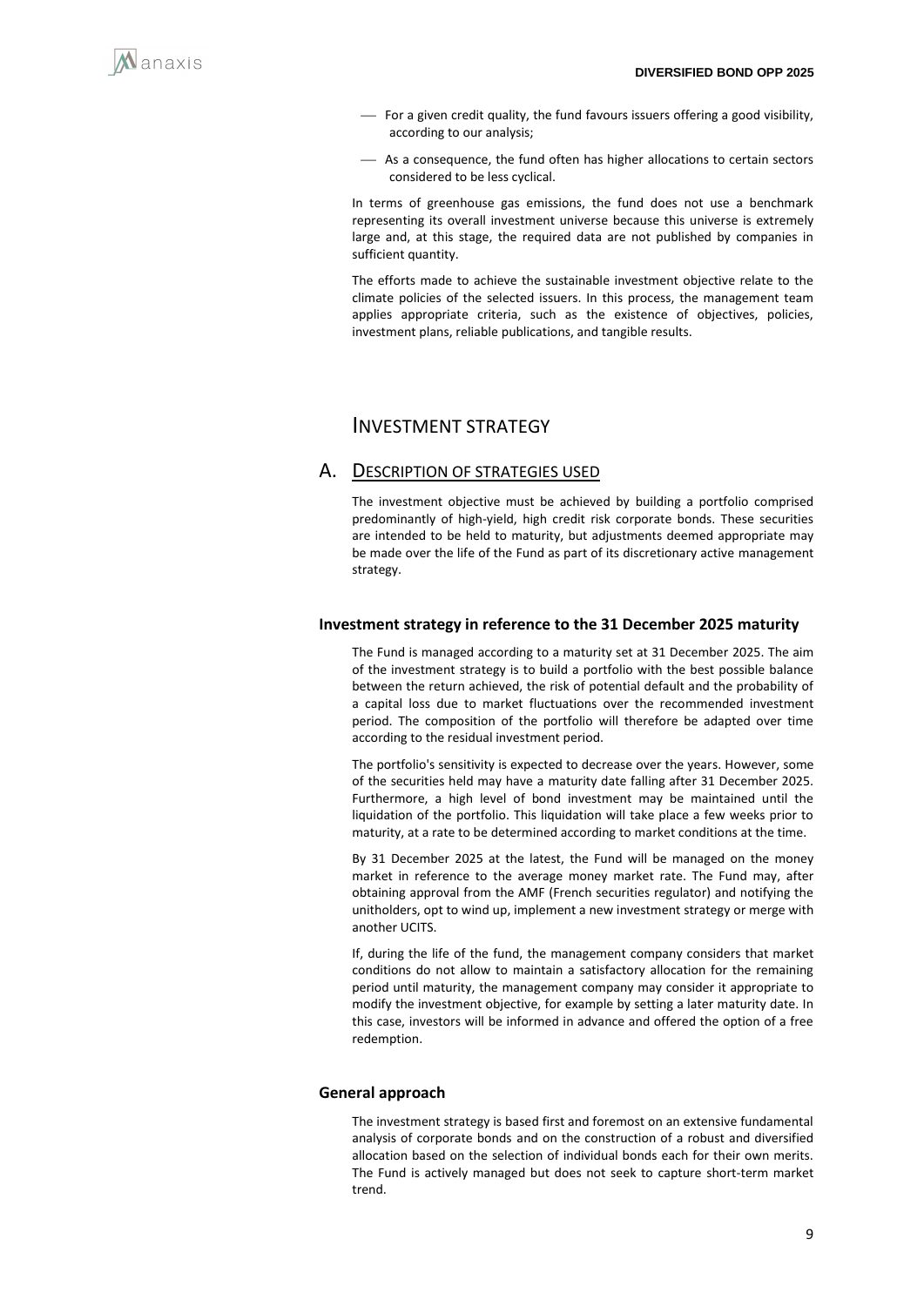- For a given credit quality, the fund favours issuers offering a good visibility, according to our analysis;
- As a consequence, the fund often has higher allocations to certain sectors considered to be less cyclical.

In terms of greenhouse gas emissions, the fund does not use a benchmark representing its overall investment universe because this universe is extremely large and, at this stage, the required data are not published by companies in sufficient quantity.

The efforts made to achieve the sustainable investment objective relate to the climate policies of the selected issuers. In this process, the management team applies appropriate criteria, such as the existence of objectives, policies, investment plans, reliable publications, and tangible results.

# INVESTMENT STRATEGY

## A. DESCRIPTION OF STRATEGIES USED

The investment objective must be achieved by building a portfolio comprised predominantly of high-yield, high credit risk corporate bonds. These securities are intended to be held to maturity, but adjustments deemed appropriate may be made over the life of the Fund as part of its discretionary active management strategy.

### Investment strategy in reference to the 31 December 2025 maturity

The Fund is managed according to a maturity set at 31 December 2025. The aim of the investment strategy is to build a portfolio with the best possible balance between the return achieved, the risk of potential default and the probability of a capital loss due to market fluctuations over the recommended investment period. The composition of the portfolio will therefore be adapted over time according to the residual investment period.

The portfolio's sensitivity is expected to decrease over the years. However, some of the securities held may have a maturity date falling after 31 December 2025. Furthermore, a high level of bond investment may be maintained until the liquidation of the portfolio. This liquidation will take place a few weeks prior to maturity, at a rate to be determined according to market conditions at the time.

By 31 December 2025 at the latest, the Fund will be managed on the money market in reference to the average money market rate. The Fund may, after obtaining approval from the AMF (French securities regulator) and notifying the unitholders, opt to wind up, implement a new investment strategy or merge with another UCITS.

If, during the life of the fund, the management company considers that market conditions do not allow to maintain a satisfactory allocation for the remaining period until maturity, the management company may consider it appropriate to modify the investment objective, for example by setting a later maturity date. In this case, investors will be informed in advance and offered the option of a free redemption.

### General approach

The investment strategy is based first and foremost on an extensive fundamental analysis of corporate bonds and on the construction of a robust and diversified allocation based on the selection of individual bonds each for their own merits. The Fund is actively managed but does not seek to capture short-term market trend.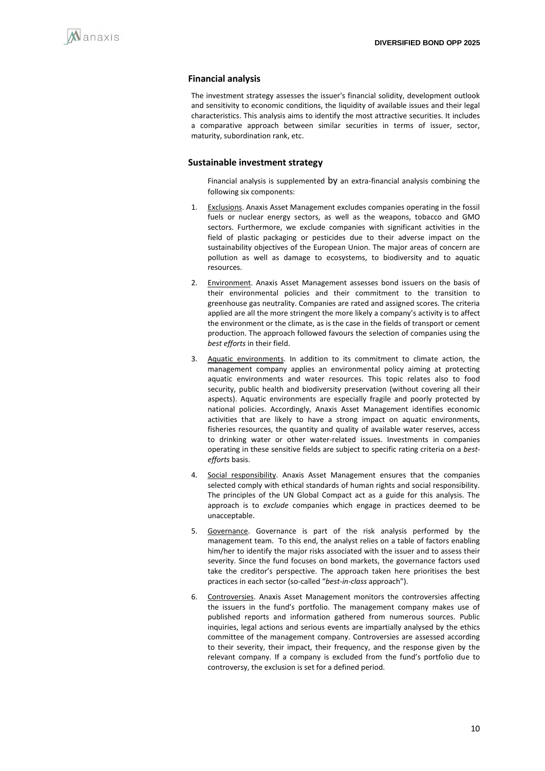## Financial analysis

The investment strategy assesses the issuer's financial solidity, development outlook and sensitivity to economic conditions, the liquidity of available issues and their legal characteristics. This analysis aims to identify the most attractive securities. It includes a comparative approach between similar securities in terms of issuer, sector, maturity, subordination rank, etc.

## Sustainable investment strategy

Financial analysis is supplemented by an extra-financial analysis combining the following six components:

1. Exclusions. Anaxis Asset Management excludes companies operating in the fossil fuels or nuclear energy sectors, as well as the weapons, tobacco and GMO sectors. Furthermore, we exclude companies with significant activities in the field of plastic packaging or pesticides due to their adverse impact on the sustainability objectives of the European Union. The major areas of concern are pollution as well as damage to ecosystems, to biodiversity and to aquatic resources.

2. Environment. Anaxis Asset Management assesses bond issuers on the basis of their environmental policies and their commitment to the transition to greenhouse gas neutrality. Companies are rated and assigned scores. The criteria applied are all the more stringent the more likely a company's activity is to affect the environment or the climate, as is the case in the fields of transport or cement production. The approach followed favours the selection of companies using the *best efforts* in their field.

3. Aquatic environments. In addition to its commitment to climate action, the management company applies an environmental policy aiming at protecting aquatic environments and water resources. This topic relates also to food security, public health and biodiversity preservation (without covering all their aspects). Aquatic environments are especially fragile and poorly protected by national policies. Accordingly, Anaxis Asset Management identifies economic activities that are likely to have a strong impact on aquatic environments, fisheries resources, the quantity and quality of available water reserves, access to drinking water or other water-related issues. Investments in companies operating in these sensitive fields are subject to specific rating criteria on a *best-efforts* basis.

4. Social responsibility. Anaxis Asset Management ensures that the companies selected comply with ethical standards of human rights and social responsibility. The principles of the UN Global Compact act as a guide for this analysis. The approach is to *exclude* companies which engage in practices deemed to be unacceptable.

5. Governance. Governance is part of the risk analysis performed by the management team. To this end, the analyst relies on a table of factors enabling him/her to identify the major risks associated with the issuer and to assess their severity. Since the fund focuses on bond markets, the governance factors used take the creditor's perspective. The approach taken here prioritises the best practices in each sector (so-called "*best-in-class* approach").

6. Controversies. Anaxis Asset Management monitors the controversies affecting the issuers in the fund's portfolio. The management company makes use of published reports and information gathered from numerous sources. Public inquiries, legal actions and serious events are impartially analysed by the ethics committee of the management company. Controversies are assessed according to their severity, their impact, their frequency, and the response given by the relevant company. If a company is excluded from the fund's portfolio due to controversy, the exclusion is set for a defined period.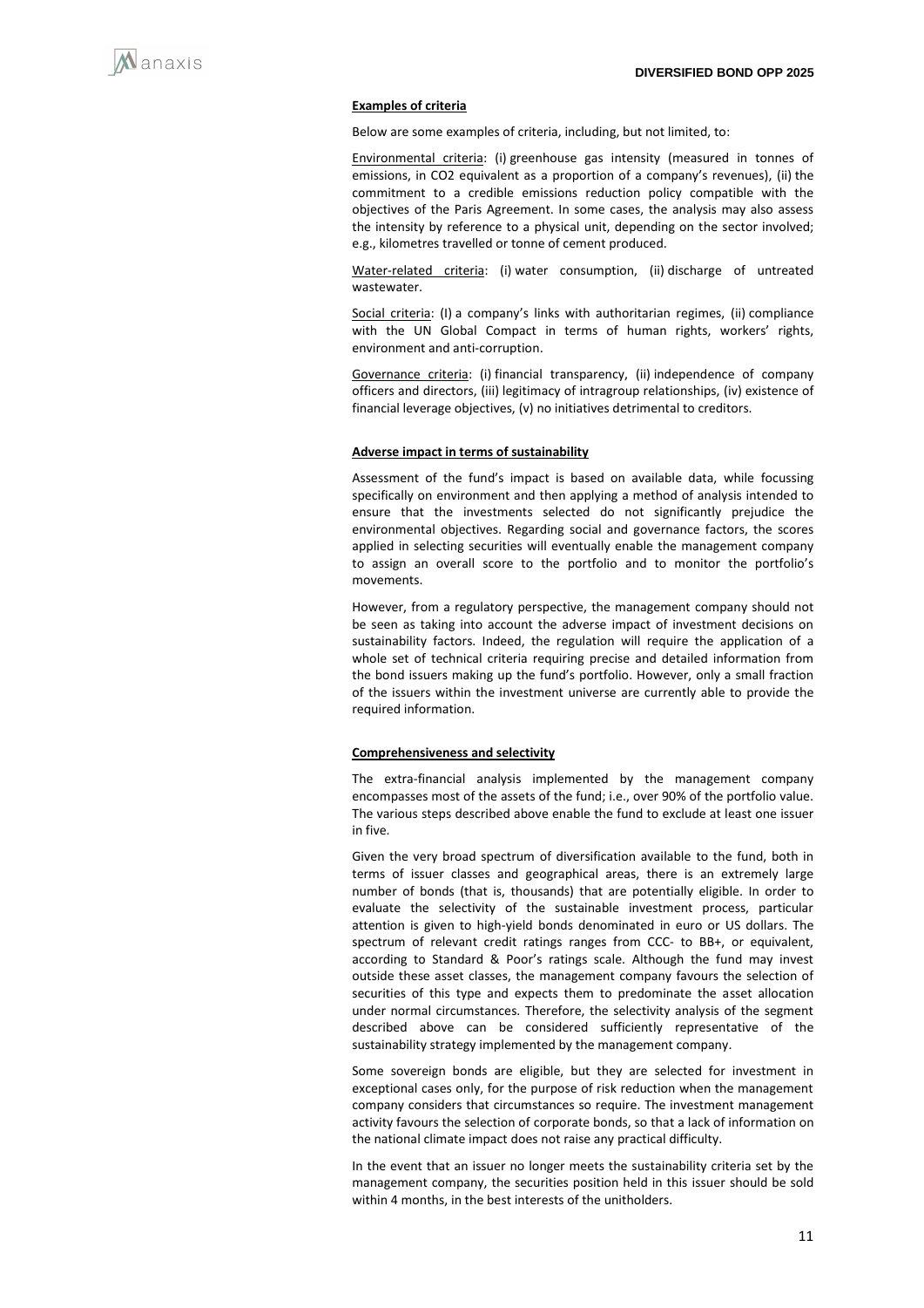#### Examples of criteria

Below are some examples of criteria, including, but not limited, to:

Environmental criteria: (i) greenhouse gas intensity (measured in tonnes of emissions, in $CO_2$ equivalent as a proportion of a company's revenues), (ii) the commitment to a credible emissions reduction policy compatible with the objectives of the Paris Agreement. In some cases, the analysis may also assess the intensity by reference to a physical unit, depending on the sector involved; e.g., kilometres travelled or tonne of cement produced.

Water-related criteria: (i) water consumption, (ii) discharge of untreated wastewater.

Social criteria: (I) a company's links with authoritarian regimes, (ii) compliance with the UN Global Compact in terms of human rights, workers' rights, environment and anti-corruption.

Governance criteria: (i) financial transparency, (ii) independence of company officers and directors, (iii) legitimacy of intragroup relationships, (iv) existence of financial leverage objectives, (v) no initiatives detrimental to creditors.

#### Adverse impact in terms of sustainability

Assessment of the fund's impact is based on available data, while focussing specifically on environment and then applying a method of analysis intended to ensure that the investments selected do not significantly prejudice the environmental objectives. Regarding social and governance factors, the scores applied in selecting securities will eventually enable the management company to assign an overall score to the portfolio and to monitor the portfolio's movements.

However, from a regulatory perspective, the management company should not be seen as taking into account the adverse impact of investment decisions on sustainability factors. Indeed, the regulation will require the application of a whole set of technical criteria requiring precise and detailed information from the bond issuers making up the fund's portfolio. However, only a small fraction of the issuers within the investment universe are currently able to provide the required information.

#### Comprehensiveness and selectivity

The extra-financial analysis implemented by the management company encompasses most of the assets of the fund; i.e., over 90% of the portfolio value. The various steps described above enable the fund to exclude at least one issuer in five.

Given the very broad spectrum of diversification available to the fund, both in terms of issuer classes and geographical areas, there is an extremely large number of bonds (that is, thousands) that are potentially eligible. In order to evaluate the selectivity of the sustainable investment process, particular attention is given to high-yield bonds denominated in euro or US dollars. The spectrum of relevant credit ratings ranges from CCC- to BB+, or equivalent, according to Standard & Poor's ratings scale. Although the fund may invest outside these asset classes, the management company favours the selection of securities of this type and expects them to predominate the asset allocation under normal circumstances. Therefore, the selectivity analysis of the segment described above can be considered sufficiently representative of the sustainability strategy implemented by the management company.

Some sovereign bonds are eligible, but they are selected for investment in exceptional cases only, for the purpose of risk reduction when the management company considers that circumstances so require. The investment management activity favours the selection of corporate bonds, so that a lack of information on the national climate impact does not raise any practical difficulty.

In the event that an issuer no longer meets the sustainability criteria set by the management company, the securities position held in this issuer should be sold within 4 months, in the best interests of the unitholders.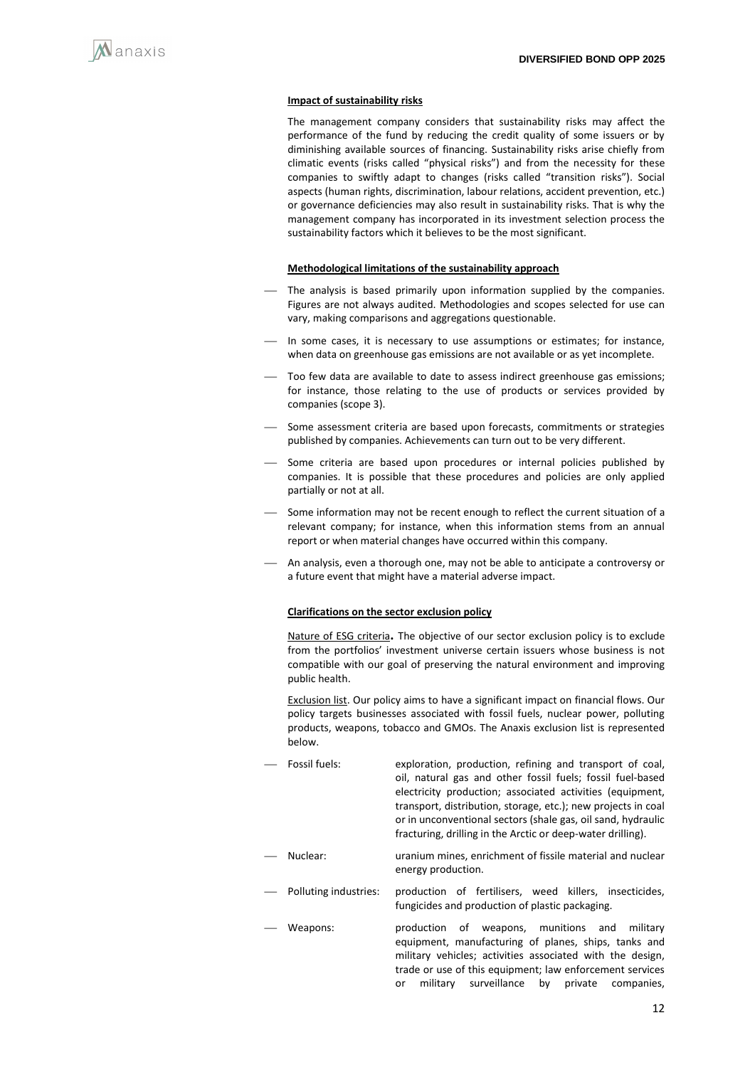**Impact of sustainability risks**

The management company considers that sustainability risks may affect the performance of the fund by reducing the credit quality of some issuers or by diminishing available sources of financing. Sustainability risks arise chiefly from climatic events (risks called "physical risks") and from the necessity for these companies to swiftly adapt to changes (risks called "transition risks"). Social aspects (human rights, discrimination, labour relations, accident prevention, etc.) or governance deficiencies may also result in sustainability risks. That is why the management company has incorporated in its investment selection process the sustainability factors which it believes to be the most significant.

**Methodological limitations of the sustainability approach**

- The analysis is based primarily upon information supplied by the companies. Figures are not always audited. Methodologies and scopes selected for use can vary, making comparisons and aggregations questionable.
- In some cases, it is necessary to use assumptions or estimates; for instance, when data on greenhouse gas emissions are not available or as yet incomplete.
- Too few data are available to date to assess indirect greenhouse gas emissions; for instance, those relating to the use of products or services provided by companies (scope 3).
- Some assessment criteria are based upon forecasts, commitments or strategies published by companies. Achievements can turn out to be very different.
- Some criteria are based upon procedures or internal policies published by companies. It is possible that these procedures and policies are only applied partially or not at all.
- Some information may not be recent enough to reflect the current situation of a relevant company; for instance, when this information stems from an annual report or when material changes have occurred within this company.
- An analysis, even a thorough one, may not be able to anticipate a controversy or a future event that might have a material adverse impact.

**Clarifications on the sector exclusion policy**

Nature of ESG criteria**.** The objective of our sector exclusion policy is to exclude from the portfolios' investment universe certain issuers whose business is not compatible with our goal of preserving the natural environment and improving public health.

Exclusion list. Our policy aims to have a significant impact on financial flows. Our policy targets businesses associated with fossil fuels, nuclear power, polluting products, weapons, tobacco and GMOs. The Anaxis exclusion list is represented below.

- Fossil fuels: exploration, production, refining and transport of coal, oil, natural gas and other fossil fuels; fossil fuel-based electricity production; associated activities (equipment, transport, distribution, storage, etc.); new projects in coal or in unconventional sectors (shale gas, oil sand, hydraulic fracturing, drilling in the Arctic or deep-water drilling).
- Nuclear: uranium mines, enrichment of fissile material and nuclear energy production.
- Polluting industries: production of fertilisers, weed killers, insecticides, fungicides and production of plastic packaging.
- Weapons: production of weapons, munitions and military equipment, manufacturing of planes, ships, tanks and military vehicles; activities associated with the design, trade or use of this equipment; law enforcement services or military surveillance by private companies,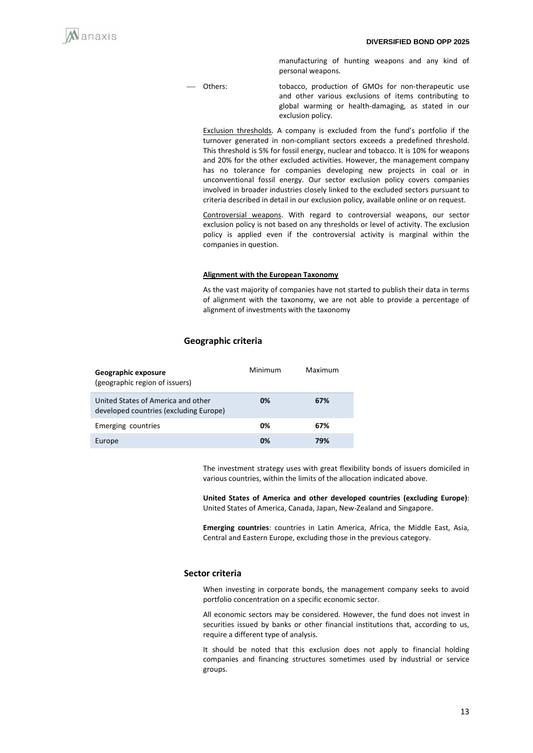manufacturing of hunting weapons and any kind of personal weapons.

- Others: tobacco, production of GMOs for non-therapeutic use and other various exclusions of items contributing to global warming or health-damaging, as stated in our exclusion policy.

Exclusion thresholds. A company is excluded from the fund's portfolio if the turnover generated in non-compliant sectors exceeds a predefined threshold. This threshold is 5% for fossil energy, nuclear and tobacco. It is 10% for weapons and 20% for the other excluded activities. However, the management company has no tolerance for companies developing new projects in coal or in unconventional fossil energy. Our sector exclusion policy covers companies involved in broader industries closely linked to the excluded sectors pursuant to criteria described in detail in our exclusion policy, available online or on request.

Controversial weapons. With regard to controversial weapons, our sector exclusion policy is not based on any thresholds or level of activity. The exclusion policy is applied even if the controversial activity is marginal within the companies in question.

**Alignment with the European Taxonomy**

As the vast majority of companies have not started to publish their data in terms of alignment with the taxonomy, we are not able to provide a percentage of alignment of investments with the taxonomy

## Geographic criteria

| **Geographic exposure** (geographic region of issuers) | Minimum | Maximum |
|---|---|---|
| United States of America and other developed countries (excluding Europe) | **0%** | **67%** |
| Emerging countries | **0%** | **67%** |
| Europe | **0%** | **79%** |

The investment strategy uses with great flexibility bonds of issuers domiciled in various countries, within the limits of the allocation indicated above.

**United States of America and other developed countries (excluding Europe)**: United States of America, Canada, Japan, New-Zealand and Singapore.

**Emerging countries**: countries in Latin America, Africa, the Middle East, Asia, Central and Eastern Europe, excluding those in the previous category.

## Sector criteria

When investing in corporate bonds, the management company seeks to avoid portfolio concentration on a specific economic sector.

All economic sectors may be considered. However, the fund does not invest in securities issued by banks or other financial institutions that, according to us, require a different type of analysis.

It should be noted that this exclusion does not apply to financial holding companies and financing structures sometimes used by industrial or service groups.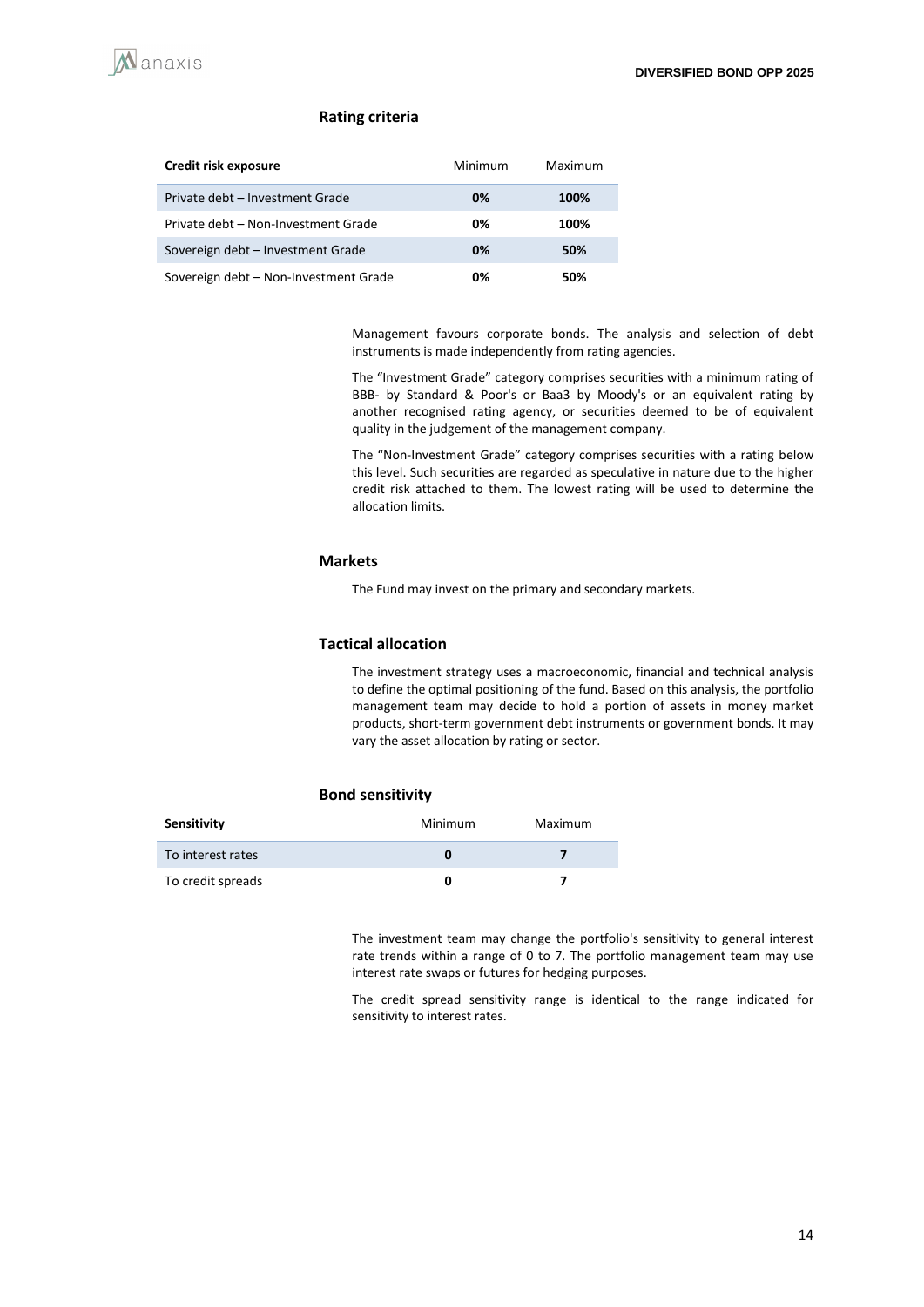## Rating criteria

| Credit risk exposure | Minimum | Maximum |
|---|---|---|
| Private debt – Investment Grade | **0%** | **100%** |
| Private debt – Non-Investment Grade | **0%** | **100%** |
| Sovereign debt – Investment Grade | **0%** | **50%** |
| Sovereign debt – Non-Investment Grade | **0%** | **50%** |

Management favours corporate bonds. The analysis and selection of debt instruments is made independently from rating agencies.

The "Investment Grade" category comprises securities with a minimum rating of BBB- by Standard & Poor's or Baa3 by Moody's or an equivalent rating by another recognised rating agency, or securities deemed to be of equivalent quality in the judgement of the management company.

The "Non-Investment Grade" category comprises securities with a rating below this level. Such securities are regarded as speculative in nature due to the higher credit risk attached to them. The lowest rating will be used to determine the allocation limits.

## Markets

The Fund may invest on the primary and secondary markets.

## Tactical allocation

The investment strategy uses a macroeconomic, financial and technical analysis to define the optimal positioning of the fund. Based on this analysis, the portfolio management team may decide to hold a portion of assets in money market products, short-term government debt instruments or government bonds. It may vary the asset allocation by rating or sector.

## Bond sensitivity

| Sensitivity | Minimum | Maximum |
|---|---|---|
| To interest rates | **0** | **7** |
| To credit spreads | **0** | **7** |

The investment team may change the portfolio's sensitivity to general interest rate trends within a range of 0 to 7. The portfolio management team may use interest rate swaps or futures for hedging purposes.

The credit spread sensitivity range is identical to the range indicated for sensitivity to interest rates.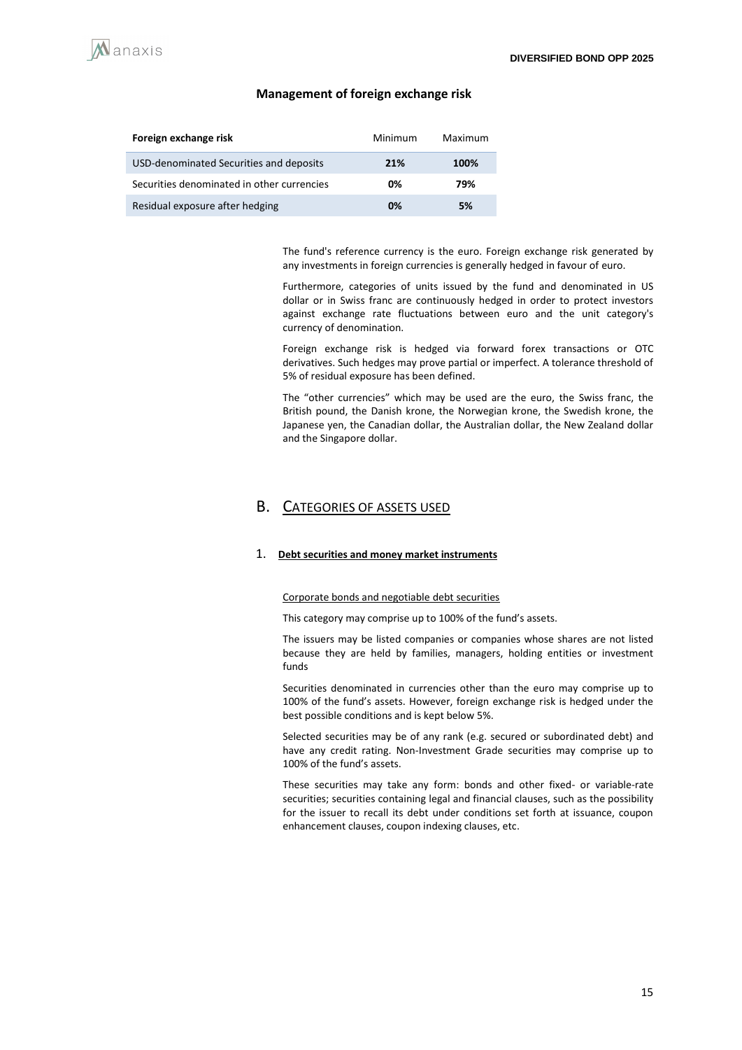### Management of foreign exchange risk

| Foreign exchange risk | Minimum | Maximum |
|---|---|---|
| USD-denominated Securities and deposits | **21%** | **100%** |
| Securities denominated in other currencies | **0%** | **79%** |
| Residual exposure after hedging | **0%** | **5%** |

The fund's reference currency is the euro. Foreign exchange risk generated by any investments in foreign currencies is generally hedged in favour of euro.

Furthermore, categories of units issued by the fund and denominated in US dollar or in Swiss franc are continuously hedged in order to protect investors against exchange rate fluctuations between euro and the unit category's currency of denomination.

Foreign exchange risk is hedged via forward forex transactions or OTC derivatives. Such hedges may prove partial or imperfect. A tolerance threshold of 5% of residual exposure has been defined.

The "other currencies" which may be used are the euro, the Swiss franc, the British pound, the Danish krone, the Norwegian krone, the Swedish krone, the Japanese yen, the Canadian dollar, the Australian dollar, the New Zealand dollar and the Singapore dollar.

## B. CATEGORIES OF ASSETS USED

### 1. Debt securities and money market instruments

Corporate bonds and negotiable debt securities

This category may comprise up to 100% of the fund's assets.

The issuers may be listed companies or companies whose shares are not listed because they are held by families, managers, holding entities or investment funds

Securities denominated in currencies other than the euro may comprise up to 100% of the fund's assets. However, foreign exchange risk is hedged under the best possible conditions and is kept below 5%.

Selected securities may be of any rank (e.g. secured or subordinated debt) and have any credit rating. Non-Investment Grade securities may comprise up to 100% of the fund's assets.

These securities may take any form: bonds and other fixed- or variable-rate securities; securities containing legal and financial clauses, such as the possibility for the issuer to recall its debt under conditions set forth at issuance, coupon enhancement clauses, coupon indexing clauses, etc.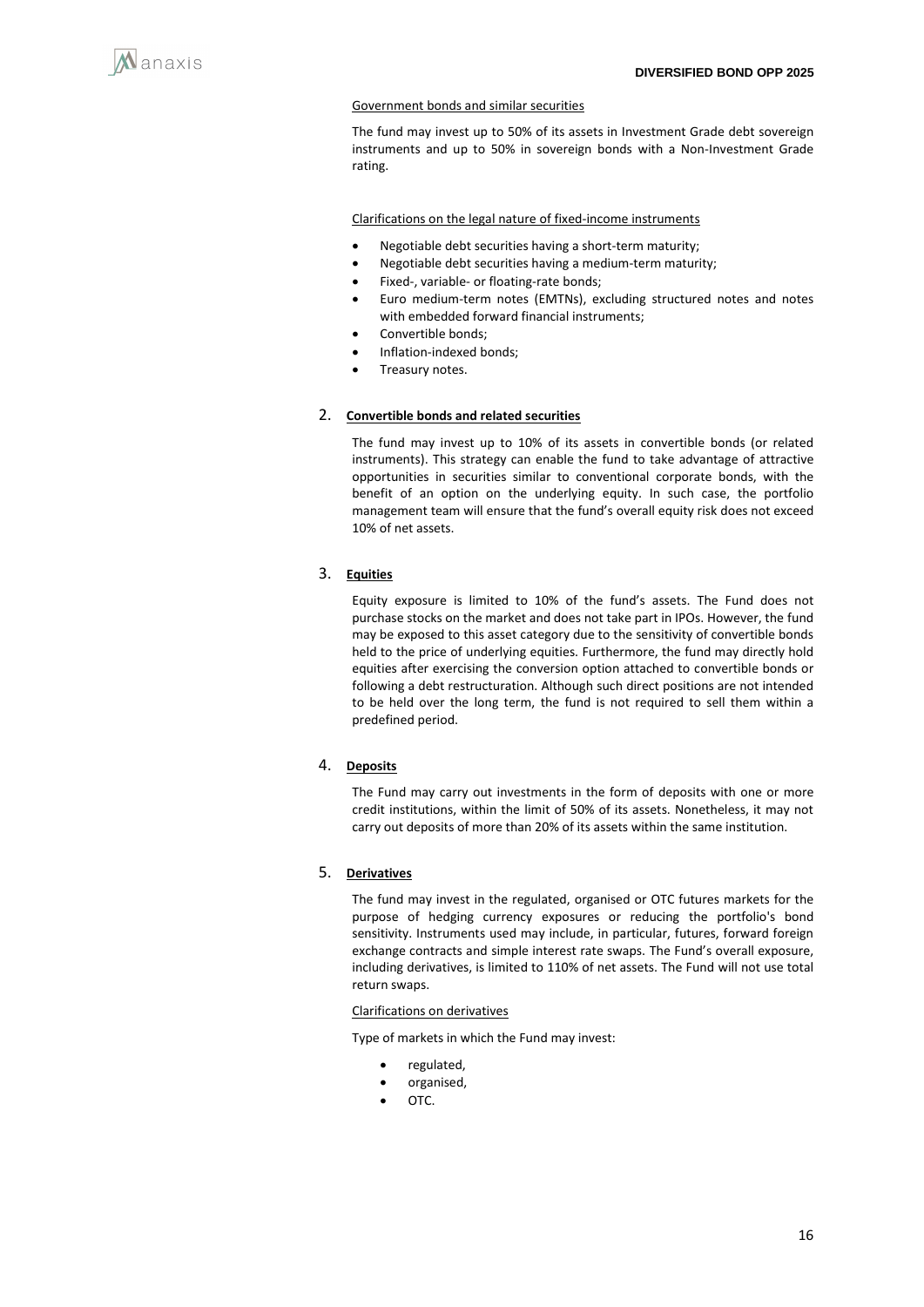Government bonds and similar securities

The fund may invest up to 50% of its assets in Investment Grade debt sovereign instruments and up to 50% in sovereign bonds with a Non-Investment Grade rating.

Clarifications on the legal nature of fixed-income instruments

- Negotiable debt securities having a short-term maturity;
- Negotiable debt securities having a medium-term maturity;
- Fixed-, variable- or floating-rate bonds;
- Euro medium-term notes (EMTNs), excluding structured notes and notes with embedded forward financial instruments;
- Convertible bonds;
- Inflation-indexed bonds;
- Treasury notes.

## 2. Convertible bonds and related securities

The fund may invest up to 10% of its assets in convertible bonds (or related instruments). This strategy can enable the fund to take advantage of attractive opportunities in securities similar to conventional corporate bonds, with the benefit of an option on the underlying equity. In such case, the portfolio management team will ensure that the fund's overall equity risk does not exceed 10% of net assets.

## 3. Equities

Equity exposure is limited to 10% of the fund's assets. The Fund does not purchase stocks on the market and does not take part in IPOs. However, the fund may be exposed to this asset category due to the sensitivity of convertible bonds held to the price of underlying equities. Furthermore, the fund may directly hold equities after exercising the conversion option attached to convertible bonds or following a debt restructuration. Although such direct positions are not intended to be held over the long term, the fund is not required to sell them within a predefined period.

## 4. Deposits

The Fund may carry out investments in the form of deposits with one or more credit institutions, within the limit of 50% of its assets. Nonetheless, it may not carry out deposits of more than 20% of its assets within the same institution.

## 5. Derivatives

The fund may invest in the regulated, organised or OTC futures markets for the purpose of hedging currency exposures or reducing the portfolio's bond sensitivity. Instruments used may include, in particular, futures, forward foreign exchange contracts and simple interest rate swaps. The Fund's overall exposure, including derivatives, is limited to 110% of net assets. The Fund will not use total return swaps.

Clarifications on derivatives

Type of markets in which the Fund may invest:

- regulated,
- organised,
- OTC.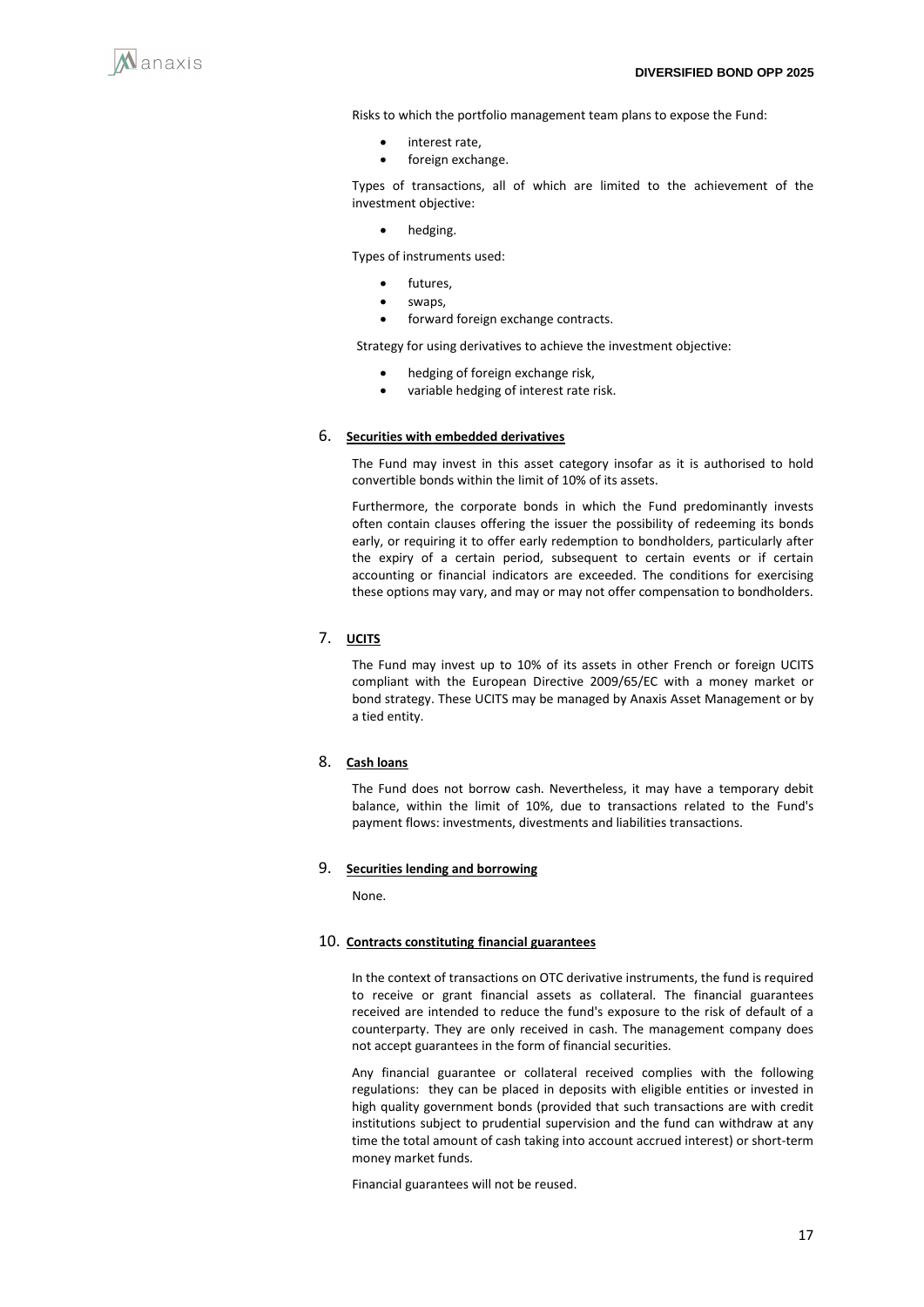Risks to which the portfolio management team plans to expose the Fund:

- interest rate,
- foreign exchange.

Types of transactions, all of which are limited to the achievement of the investment objective:

- hedging.

Types of instruments used:

- futures,
- swaps,
- forward foreign exchange contracts.

Strategy for using derivatives to achieve the investment objective:

- hedging of foreign exchange risk,
- variable hedging of interest rate risk.

## 6. Securities with embedded derivatives

The Fund may invest in this asset category insofar as it is authorised to hold convertible bonds within the limit of 10% of its assets.

Furthermore, the corporate bonds in which the Fund predominantly invests often contain clauses offering the issuer the possibility of redeeming its bonds early, or requiring it to offer early redemption to bondholders, particularly after the expiry of a certain period, subsequent to certain events or if certain accounting or financial indicators are exceeded. The conditions for exercising these options may vary, and may or may not offer compensation to bondholders.

## 7. UCITS

The Fund may invest up to 10% of its assets in other French or foreign UCITS compliant with the European Directive 2009/65/EC with a money market or bond strategy. These UCITS may be managed by Anaxis Asset Management or by a tied entity.

## 8. Cash loans

The Fund does not borrow cash. Nevertheless, it may have a temporary debit balance, within the limit of 10%, due to transactions related to the Fund's payment flows: investments, divestments and liabilities transactions.

## 9. Securities lending and borrowing

None.

## 10. Contracts constituting financial guarantees

In the context of transactions on OTC derivative instruments, the fund is required to receive or grant financial assets as collateral. The financial guarantees received are intended to reduce the fund's exposure to the risk of default of a counterparty. They are only received in cash. The management company does not accept guarantees in the form of financial securities.

Any financial guarantee or collateral received complies with the following regulations: they can be placed in deposits with eligible entities or invested in high quality government bonds (provided that such transactions are with credit institutions subject to prudential supervision and the fund can withdraw at any time the total amount of cash taking into account accrued interest) or short-term money market funds.

Financial guarantees will not be reused.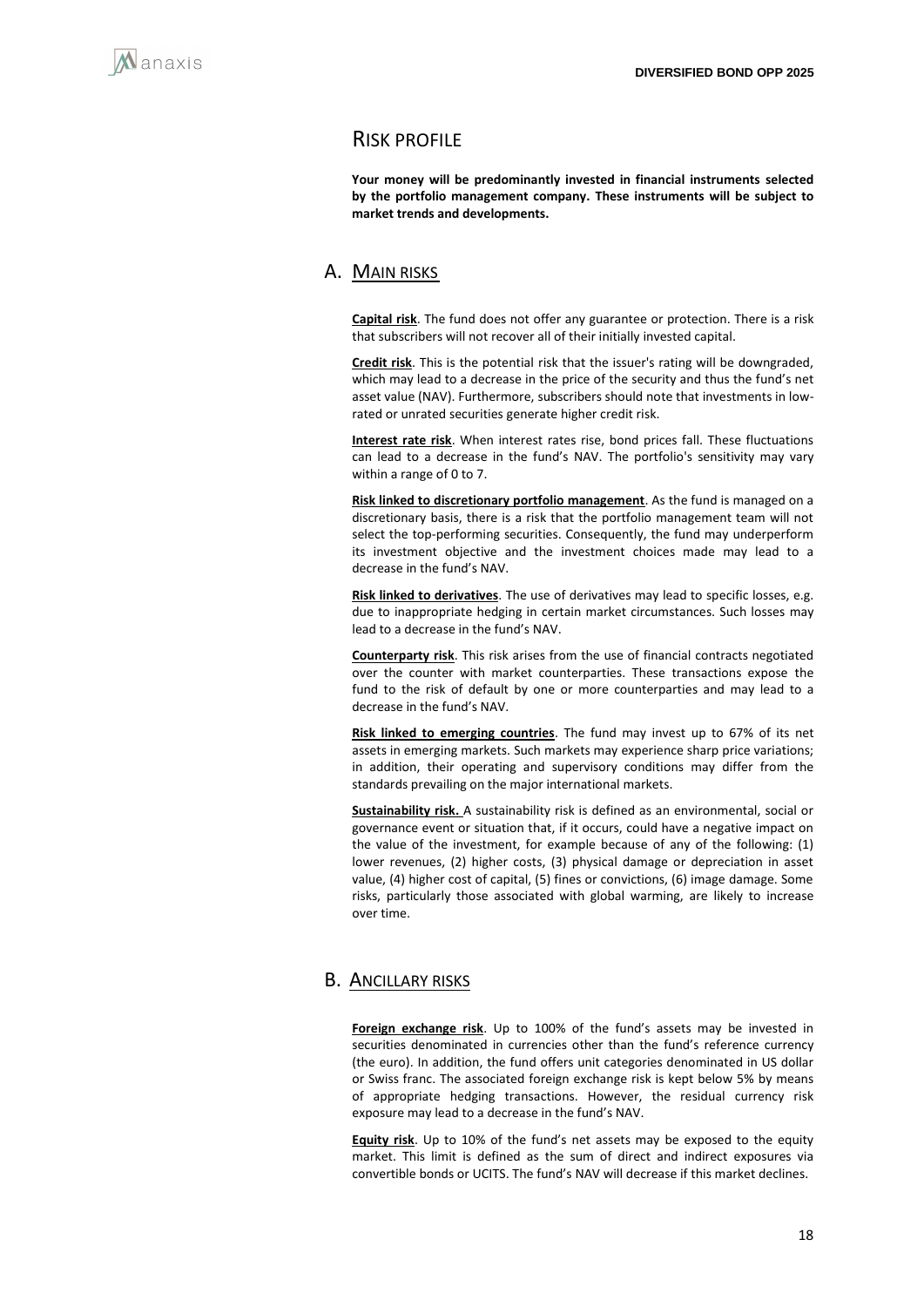# RISK PROFILE

**Your money will be predominantly invested in financial instruments selected by the portfolio management company. These instruments will be subject to market trends and developments.**

## A. MAIN RISKS

**Capital risk**. The fund does not offer any guarantee or protection. There is a risk that subscribers will not recover all of their initially invested capital.

**Credit risk**. This is the potential risk that the issuer's rating will be downgraded, which may lead to a decrease in the price of the security and thus the fund's net asset value (NAV). Furthermore, subscribers should note that investments in low-rated or unrated securities generate higher credit risk.

**Interest rate risk**. When interest rates rise, bond prices fall. These fluctuations can lead to a decrease in the fund's NAV. The portfolio's sensitivity may vary within a range of 0 to 7.

**Risk linked to discretionary portfolio management**. As the fund is managed on a discretionary basis, there is a risk that the portfolio management team will not select the top-performing securities. Consequently, the fund may underperform its investment objective and the investment choices made may lead to a decrease in the fund's NAV.

**Risk linked to derivatives**. The use of derivatives may lead to specific losses, e.g. due to inappropriate hedging in certain market circumstances. Such losses may lead to a decrease in the fund's NAV.

**Counterparty risk**. This risk arises from the use of financial contracts negotiated over the counter with market counterparties. These transactions expose the fund to the risk of default by one or more counterparties and may lead to a decrease in the fund's NAV.

**Risk linked to emerging countries**. The fund may invest up to 67% of its net assets in emerging markets. Such markets may experience sharp price variations; in addition, their operating and supervisory conditions may differ from the standards prevailing on the major international markets.

**Sustainability risk.** A sustainability risk is defined as an environmental, social or governance event or situation that, if it occurs, could have a negative impact on the value of the investment, for example because of any of the following: (1) lower revenues, (2) higher costs, (3) physical damage or depreciation in asset value, (4) higher cost of capital, (5) fines or convictions, (6) image damage. Some risks, particularly those associated with global warming, are likely to increase over time.

## B. ANCILLARY RISKS

**Foreign exchange risk**. Up to 100% of the fund's assets may be invested in securities denominated in currencies other than the fund's reference currency (the euro). In addition, the fund offers unit categories denominated in US dollar or Swiss franc. The associated foreign exchange risk is kept below 5% by means of appropriate hedging transactions. However, the residual currency risk exposure may lead to a decrease in the fund's NAV.

**Equity risk**. Up to 10% of the fund's net assets may be exposed to the equity market. This limit is defined as the sum of direct and indirect exposures via convertible bonds or UCITS. The fund's NAV will decrease if this market declines.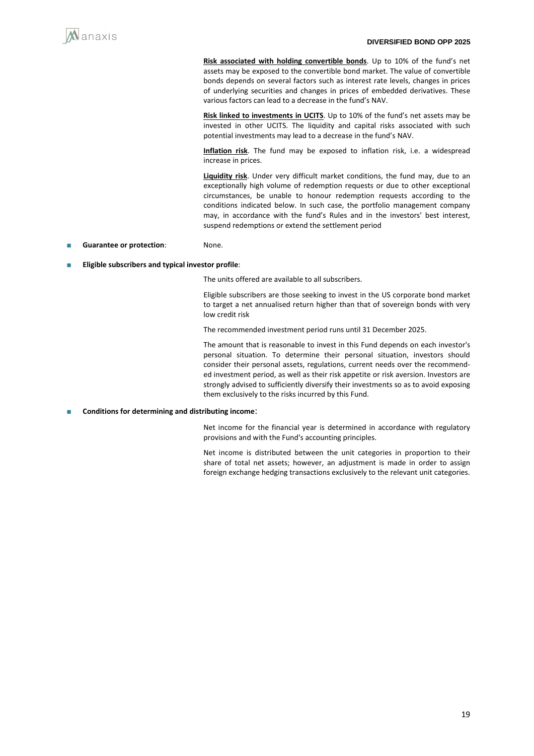**Risk associated with holding convertible bonds**. Up to 10% of the fund's net assets may be exposed to the convertible bond market. The value of convertible bonds depends on several factors such as interest rate levels, changes in prices of underlying securities and changes in prices of embedded derivatives. These various factors can lead to a decrease in the fund's NAV.

**Risk linked to investments in UCITS**. Up to 10% of the fund's net assets may be invested in other UCITS. The liquidity and capital risks associated with such potential investments may lead to a decrease in the fund's NAV.

**Inflation risk**. The fund may be exposed to inflation risk, i.e. a widespread increase in prices.

**Liquidity risk**. Under very difficult market conditions, the fund may, due to an exceptionally high volume of redemption requests or due to other exceptional circumstances, be unable to honour redemption requests according to the conditions indicated below. In such case, the portfolio management company may, in accordance with the fund's Rules and in the investors' best interest, suspend redemptions or extend the settlement period

- **Guarantee or protection**: None.

- **Eligible subscribers and typical investor profile**:

The units offered are available to all subscribers.

Eligible subscribers are those seeking to invest in the US corporate bond market to target a net annualised return higher than that of sovereign bonds with very low credit risk

The recommended investment period runs until 31 December 2025.

The amount that is reasonable to invest in this Fund depends on each investor's personal situation. To determine their personal situation, investors should consider their personal assets, regulations, current needs over the recommended investment period, as well as their risk appetite or risk aversion. Investors are strongly advised to sufficiently diversify their investments so as to avoid exposing them exclusively to the risks incurred by this Fund.

- **Conditions for determining and distributing income**:

Net income for the financial year is determined in accordance with regulatory provisions and with the Fund's accounting principles.

Net income is distributed between the unit categories in proportion to their share of total net assets; however, an adjustment is made in order to assign foreign exchange hedging transactions exclusively to the relevant unit categories.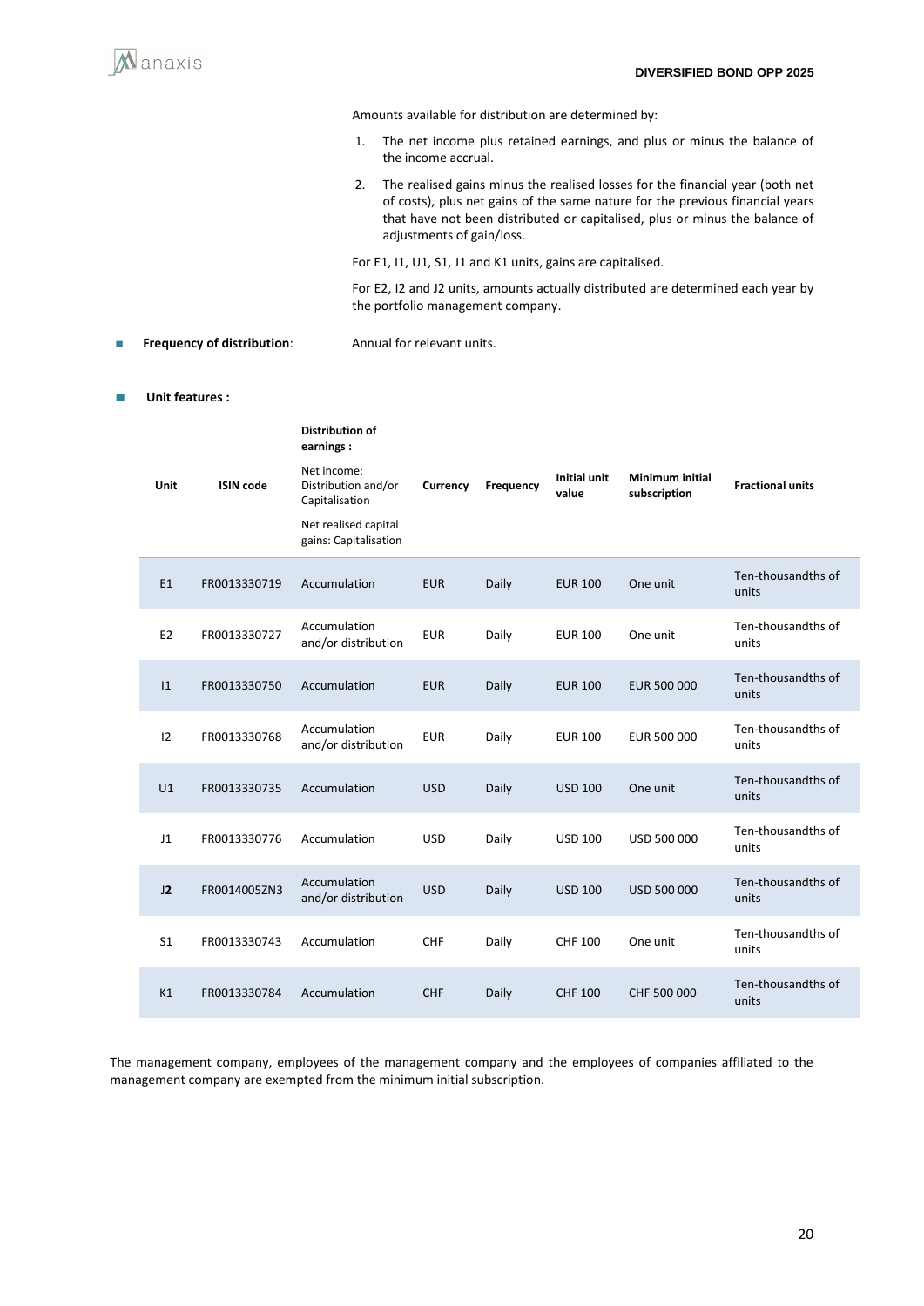Amounts available for distribution are determined by:

1. The net income plus retained earnings, and plus or minus the balance of the income accrual.
2. The realised gains minus the realised losses for the financial year (both net of costs), plus net gains of the same nature for the previous financial years that have not been distributed or capitalised, plus or minus the balance of adjustments of gain/loss.

For E1, I1, U1, S1, J1 and K1 units, gains are capitalised.

For E2, I2 and J2 units, amounts actually distributed are determined each year by the portfolio management company.

- **Frequency of distribution**: Annual for relevant units.

- **Unit features :**

| Unit | ISIN code | **Distribution of earnings :** Net income: Distribution and/or Capitalisation Net realised capital gains: Capitalisation | Currency | Frequency | Initial unit value | Minimum initial subscription | Fractional units |
|---|---|---|---|---|---|---|---|
| E1 | FR0013330719 | Accumulation | EUR | Daily | EUR 100 | One unit | Ten-thousandths of units |
| E2 | FR0013330727 | Accumulation and/or distribution | EUR | Daily | EUR 100 | One unit | Ten-thousandths of units |
| I1 | FR0013330750 | Accumulation | EUR | Daily | EUR 100 | EUR 500 000 | Ten-thousandths of units |
| I2 | FR0013330768 | Accumulation and/or distribution | EUR | Daily | EUR 100 | EUR 500 000 | Ten-thousandths of units |
| U1 | FR0013330735 | Accumulation | USD | Daily | USD 100 | One unit | Ten-thousandths of units |
| J1 | FR0013330776 | Accumulation | USD | Daily | USD 100 | USD 500 000 | Ten-thousandths of units |
| **J2** | FR0014005ZN3 | Accumulation and/or distribution | USD | Daily | USD 100 | USD 500 000 | Ten-thousandths of units |
| S1 | FR0013330743 | Accumulation | CHF | Daily | CHF 100 | One unit | Ten-thousandths of units |
| K1 | FR0013330784 | Accumulation | CHF | Daily | CHF 100 | CHF 500 000 | Ten-thousandths of units |

The management company, employees of the management company and the employees of companies affiliated to the management company are exempted from the minimum initial subscription.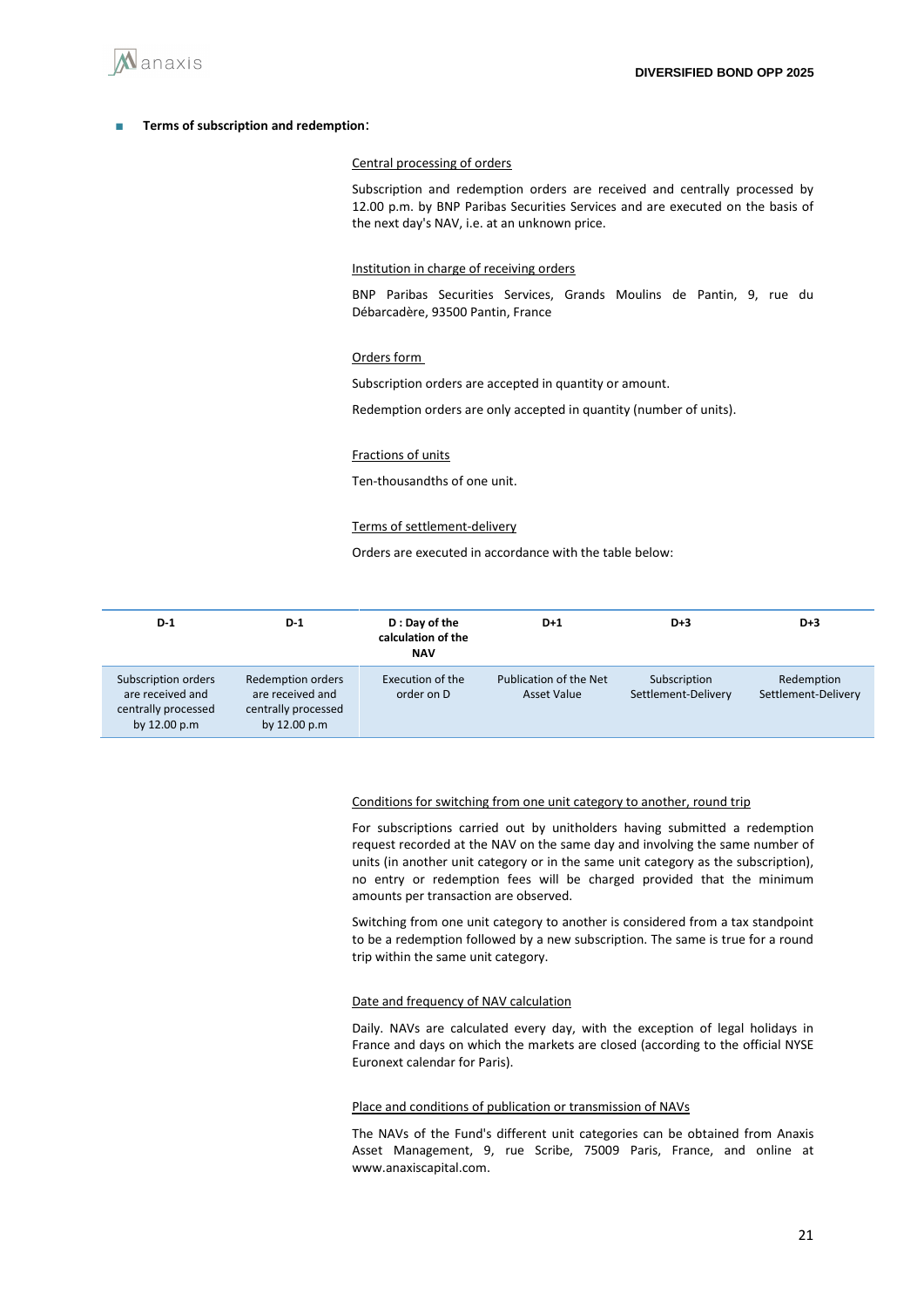- **Terms of subscription and redemption**:

Central processing of orders

Subscription and redemption orders are received and centrally processed by 12.00 p.m. by BNP Paribas Securities Services and are executed on the basis of the next day's NAV, i.e. at an unknown price.

Institution in charge of receiving orders

BNP Paribas Securities Services, Grands Moulins de Pantin, 9, rue du Débarcadère, 93500 Pantin, France

Orders form

Subscription orders are accepted in quantity or amount.

Redemption orders are only accepted in quantity (number of units).

Fractions of units

Ten-thousandths of one unit.

Terms of settlement-delivery

Orders are executed in accordance with the table below:

| D-1 | D-1 | D : Day of the calculation of the NAV | D+1 | D+3 | D+3 |
|---|---|---|---|---|---|
| Subscription orders are received and centrally processed by 12.00 p.m | Redemption orders are received and centrally processed by 12.00 p.m | Execution of the order on D | Publication of the Net Asset Value | Subscription Settlement-Delivery | Redemption Settlement-Delivery |

Conditions for switching from one unit category to another, round trip

For subscriptions carried out by unitholders having submitted a redemption request recorded at the NAV on the same day and involving the same number of units (in another unit category or in the same unit category as the subscription), no entry or redemption fees will be charged provided that the minimum amounts per transaction are observed.

Switching from one unit category to another is considered from a tax standpoint to be a redemption followed by a new subscription. The same is true for a round trip within the same unit category.

Date and frequency of NAV calculation

Daily. NAVs are calculated every day, with the exception of legal holidays in France and days on which the markets are closed (according to the official NYSE Euronext calendar for Paris).

Place and conditions of publication or transmission of NAVs

The NAVs of the Fund's different unit categories can be obtained from Anaxis Asset Management, 9, rue Scribe, 75009 Paris, France, and online at www.anaxiscapital.com.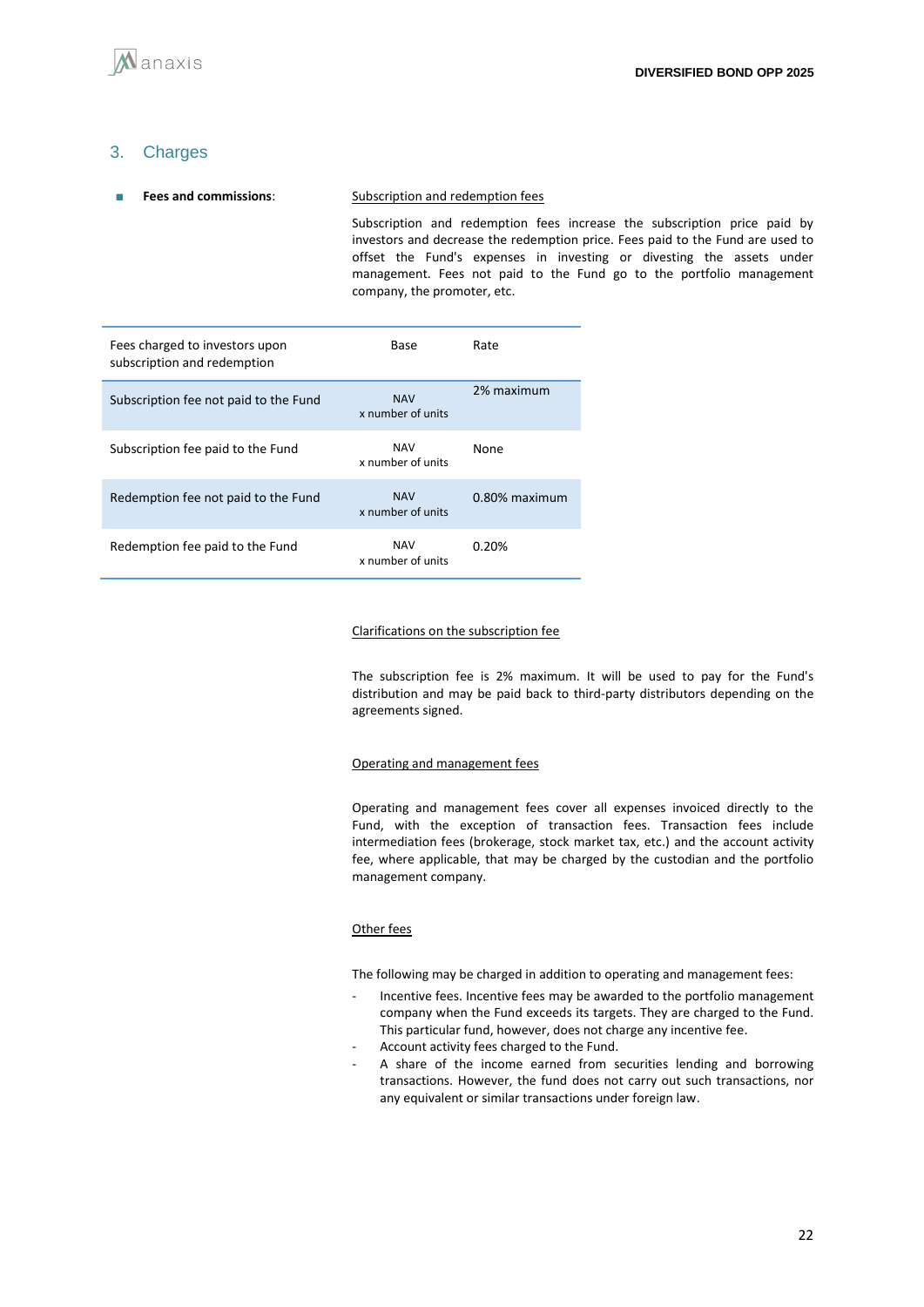## 3. Charges

- **Fees and commissions**:

Subscription and redemption fees

Subscription and redemption fees increase the subscription price paid by investors and decrease the redemption price. Fees paid to the Fund are used to offset the Fund's expenses in investing or divesting the assets under management. Fees not paid to the Fund go to the portfolio management company, the promoter, etc.

| Fees charged to investors upon subscription and redemption | Base | Rate |
|---|---|---|
| Subscription fee not paid to the Fund | NAV x number of units | 2% maximum |
| Subscription fee paid to the Fund | NAV x number of units | None |
| Redemption fee not paid to the Fund | NAV x number of units | 0.80% maximum |
| Redemption fee paid to the Fund | NAV x number of units | 0.20% |

Clarifications on the subscription fee

The subscription fee is 2% maximum. It will be used to pay for the Fund's distribution and may be paid back to third-party distributors depending on the agreements signed.

Operating and management fees

Operating and management fees cover all expenses invoiced directly to the Fund, with the exception of transaction fees. Transaction fees include intermediation fees (brokerage, stock market tax, etc.) and the account activity fee, where applicable, that may be charged by the custodian and the portfolio management company.

Other fees

The following may be charged in addition to operating and management fees:

- Incentive fees. Incentive fees may be awarded to the portfolio management company when the Fund exceeds its targets. They are charged to the Fund. This particular fund, however, does not charge any incentive fee.
- Account activity fees charged to the Fund.
- A share of the income earned from securities lending and borrowing transactions. However, the fund does not carry out such transactions, nor any equivalent or similar transactions under foreign law.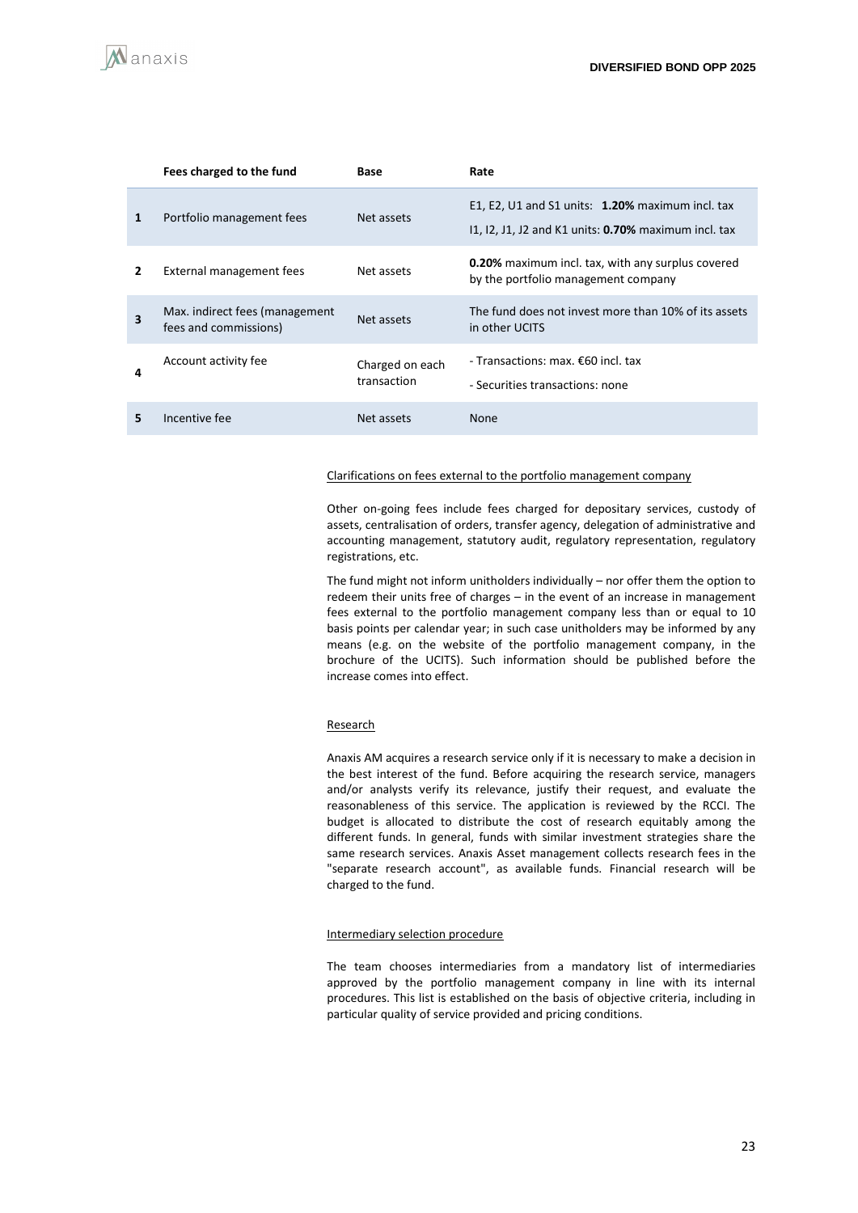| | Fees charged to the fund | Base | Rate |
|---|---|---|---|
| 1 | Portfolio management fees | Net assets | E1, E2, U1 and S1 units: **1.20%** maximum incl. tax<br>I1, I2, J1, J2 and K1 units: **0.70%** maximum incl. tax |
| 2 | External management fees | Net assets | **0.20%** maximum incl. tax, with any surplus covered by the portfolio management company |
| 3 | Max. indirect fees (management fees and commissions) | Net assets | The fund does not invest more than 10% of its assets in other UCITS |
| 4 | Account activity fee | Charged on each transaction | - Transactions: max. €60 incl. tax<br>- Securities transactions: none |
| 5 | Incentive fee | Net assets | None |

Clarifications on fees external to the portfolio management company

Other on-going fees include fees charged for depositary services, custody of assets, centralisation of orders, transfer agency, delegation of administrative and accounting management, statutory audit, regulatory representation, regulatory registrations, etc.

The fund might not inform unitholders individually – nor offer them the option to redeem their units free of charges – in the event of an increase in management fees external to the portfolio management company less than or equal to 10 basis points per calendar year; in such case unitholders may be informed by any means (e.g. on the website of the portfolio management company, in the brochure of the UCITS). Such information should be published before the increase comes into effect.

Research

Anaxis AM acquires a research service only if it is necessary to make a decision in the best interest of the fund. Before acquiring the research service, managers and/or analysts verify its relevance, justify their request, and evaluate the reasonableness of this service. The application is reviewed by the RCCI. The budget is allocated to distribute the cost of research equitably among the different funds. In general, funds with similar investment strategies share the same research services. Anaxis Asset management collects research fees in the "separate research account", as available funds. Financial research will be charged to the fund.

Intermediary selection procedure

The team chooses intermediaries from a mandatory list of intermediaries approved by the portfolio management company in line with its internal procedures. This list is established on the basis of objective criteria, including in particular quality of service provided and pricing conditions.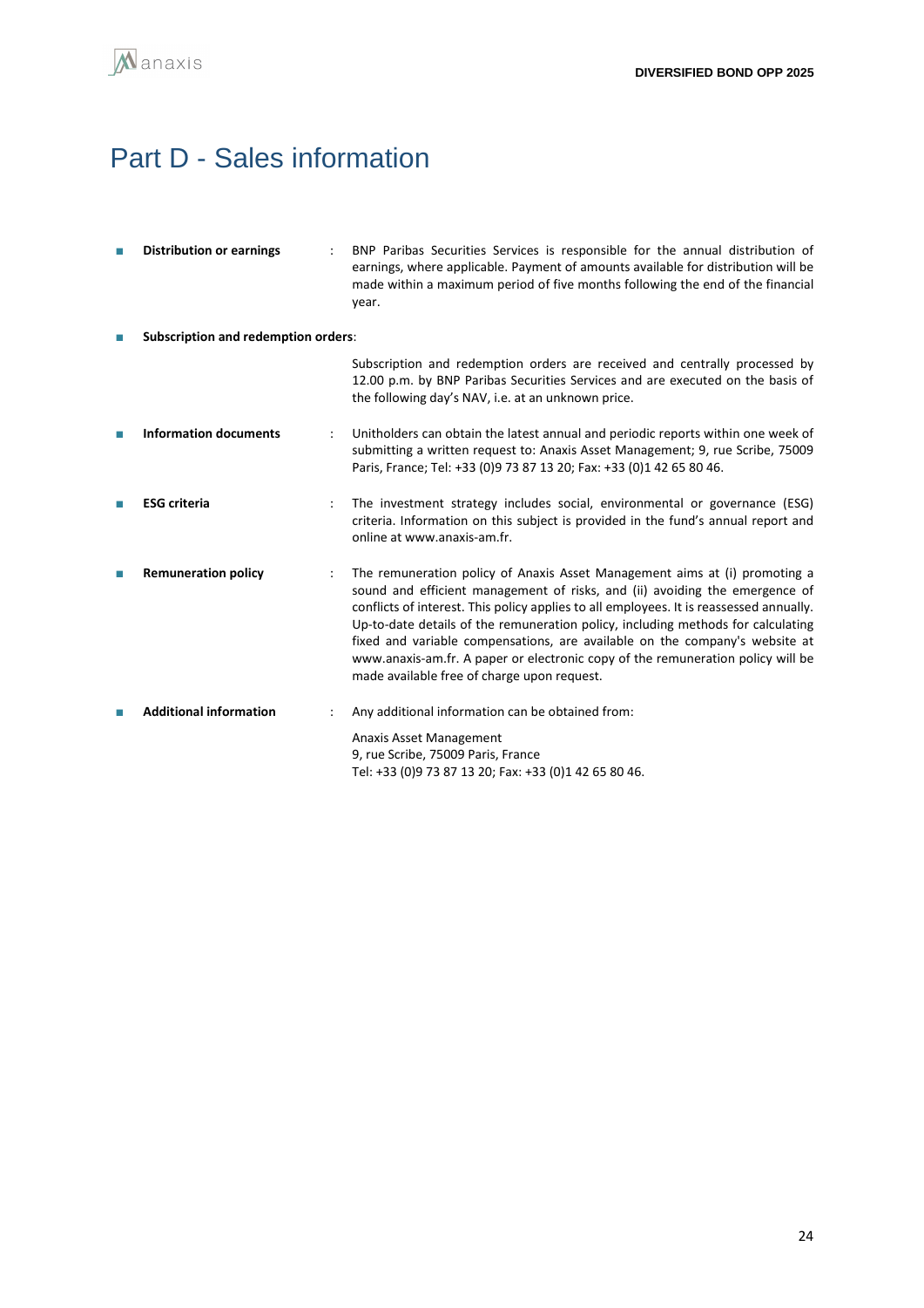# Part D - Sales information

- **Distribution or earnings** : BNP Paribas Securities Services is responsible for the annual distribution of earnings, where applicable. Payment of amounts available for distribution will be made within a maximum period of five months following the end of the financial year.

- **Subscription and redemption orders**:

  Subscription and redemption orders are received and centrally processed by 12.00 p.m. by BNP Paribas Securities Services and are executed on the basis of the following day's NAV, i.e. at an unknown price.

- **Information documents** : Unitholders can obtain the latest annual and periodic reports within one week of submitting a written request to: Anaxis Asset Management; 9, rue Scribe, 75009 Paris, France; Tel: +33 (0)9 73 87 13 20; Fax: +33 (0)1 42 65 80 46.

- **ESG criteria** : The investment strategy includes social, environmental or governance (ESG) criteria. Information on this subject is provided in the fund's annual report and online at www.anaxis-am.fr.

- **Remuneration policy** : The remuneration policy of Anaxis Asset Management aims at (i) promoting a sound and efficient management of risks, and (ii) avoiding the emergence of conflicts of interest. This policy applies to all employees. It is reassessed annually. Up-to-date details of the remuneration policy, including methods for calculating fixed and variable compensations, are available on the company's website at www.anaxis-am.fr. A paper or electronic copy of the remuneration policy will be made available free of charge upon request.

- **Additional information** : Any additional information can be obtained from:

  Anaxis Asset Management
  9, rue Scribe, 75009 Paris, France
  Tel: +33 (0)9 73 87 13 20; Fax: +33 (0)1 42 65 80 46.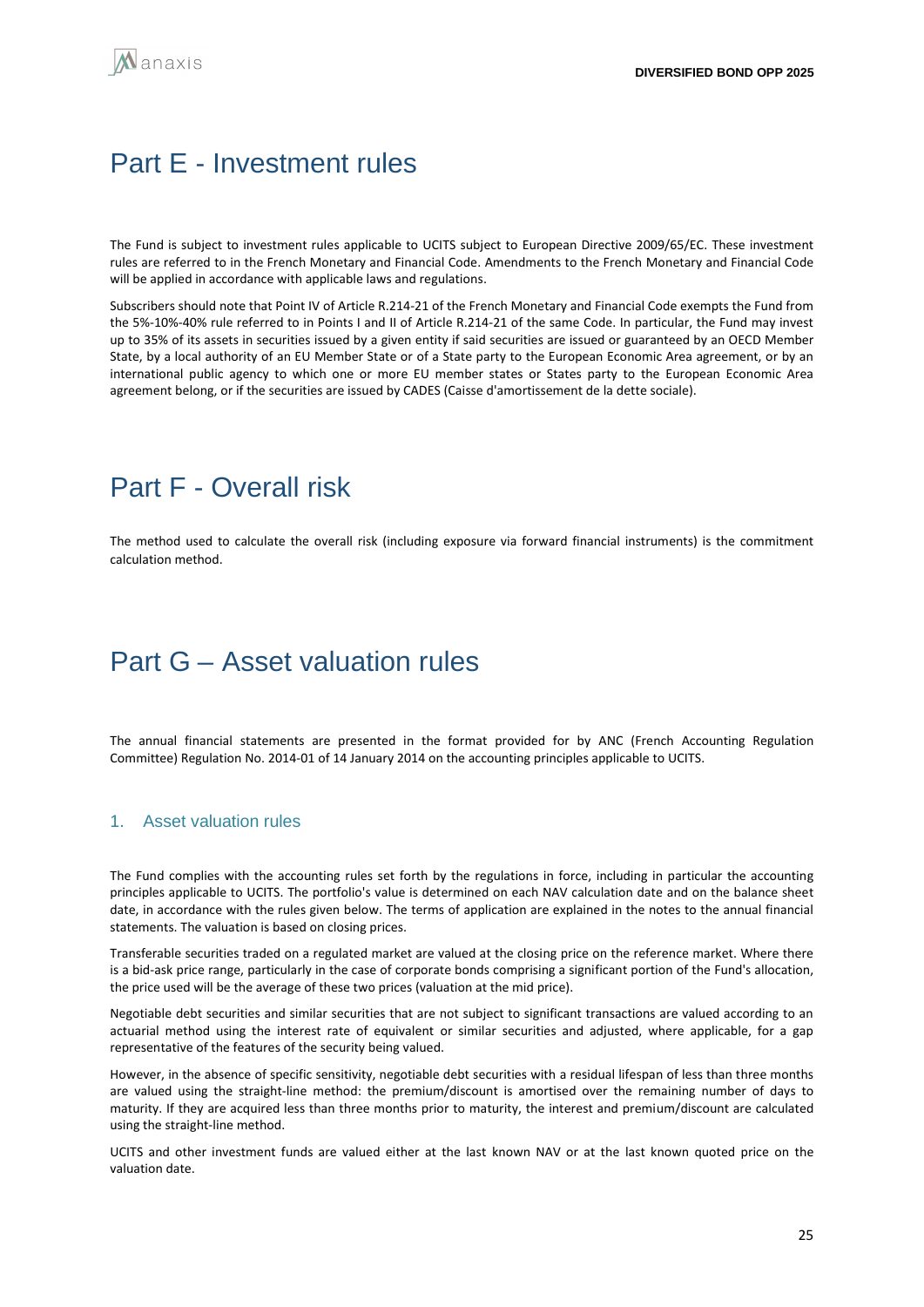# Part E - Investment rules

The Fund is subject to investment rules applicable to UCITS subject to European Directive 2009/65/EC. These investment rules are referred to in the French Monetary and Financial Code. Amendments to the French Monetary and Financial Code will be applied in accordance with applicable laws and regulations.

Subscribers should note that Point IV of Article R.214-21 of the French Monetary and Financial Code exempts the Fund from the 5%-10%-40% rule referred to in Points I and II of Article R.214-21 of the same Code. In particular, the Fund may invest up to 35% of its assets in securities issued by a given entity if said securities are issued or guaranteed by an OECD Member State, by a local authority of an EU Member State or of a State party to the European Economic Area agreement, or by an international public agency to which one or more EU member states or States party to the European Economic Area agreement belong, or if the securities are issued by CADES (Caisse d'amortissement de la dette sociale).

# Part F - Overall risk

The method used to calculate the overall risk (including exposure via forward financial instruments) is the commitment calculation method.

# Part G – Asset valuation rules

The annual financial statements are presented in the format provided for by ANC (French Accounting Regulation Committee) Regulation No. 2014-01 of 14 January 2014 on the accounting principles applicable to UCITS.

## 1. Asset valuation rules

The Fund complies with the accounting rules set forth by the regulations in force, including in particular the accounting principles applicable to UCITS. The portfolio's value is determined on each NAV calculation date and on the balance sheet date, in accordance with the rules given below. The terms of application are explained in the notes to the annual financial statements. The valuation is based on closing prices.

Transferable securities traded on a regulated market are valued at the closing price on the reference market. Where there is a bid-ask price range, particularly in the case of corporate bonds comprising a significant portion of the Fund's allocation, the price used will be the average of these two prices (valuation at the mid price).

Negotiable debt securities and similar securities that are not subject to significant transactions are valued according to an actuarial method using the interest rate of equivalent or similar securities and adjusted, where applicable, for a gap representative of the features of the security being valued.

However, in the absence of specific sensitivity, negotiable debt securities with a residual lifespan of less than three months are valued using the straight-line method: the premium/discount is amortised over the remaining number of days to maturity. If they are acquired less than three months prior to maturity, the interest and premium/discount are calculated using the straight-line method.

UCITS and other investment funds are valued either at the last known NAV or at the last known quoted price on the valuation date.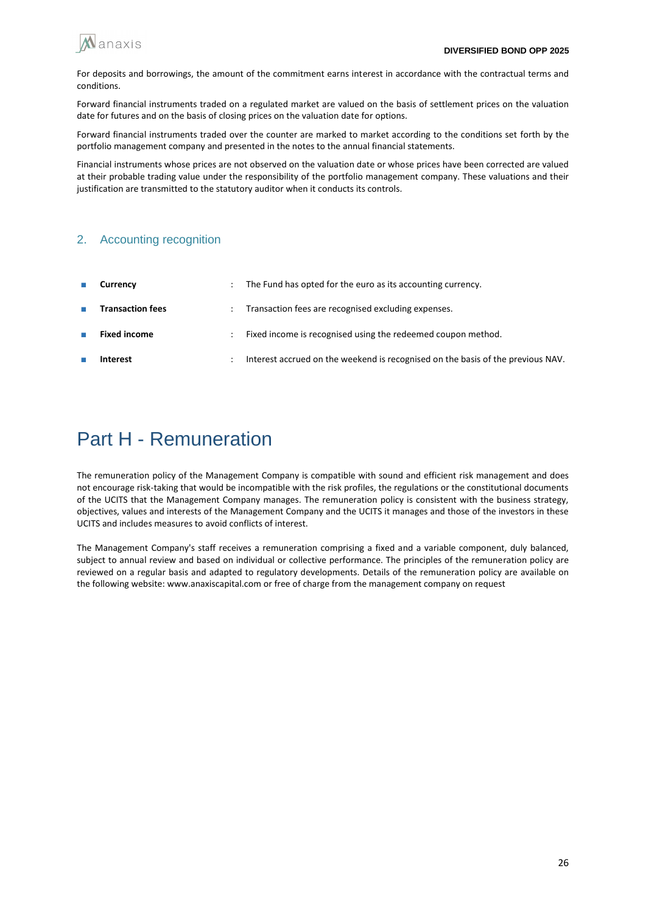For deposits and borrowings, the amount of the commitment earns interest in accordance with the contractual terms and conditions.

Forward financial instruments traded on a regulated market are valued on the basis of settlement prices on the valuation date for futures and on the basis of closing prices on the valuation date for options.

Forward financial instruments traded over the counter are marked to market according to the conditions set forth by the portfolio management company and presented in the notes to the annual financial statements.

Financial instruments whose prices are not observed on the valuation date or whose prices have been corrected are valued at their probable trading value under the responsibility of the portfolio management company. These valuations and their justification are transmitted to the statutory auditor when it conducts its controls.

## 2. Accounting recognition

- **Currency** : The Fund has opted for the euro as its accounting currency.
- **Transaction fees** : Transaction fees are recognised excluding expenses.
- **Fixed income** : Fixed income is recognised using the redeemed coupon method.
- **Interest** : Interest accrued on the weekend is recognised on the basis of the previous NAV.

# Part H - Remuneration

The remuneration policy of the Management Company is compatible with sound and efficient risk management and does not encourage risk-taking that would be incompatible with the risk profiles, the regulations or the constitutional documents of the UCITS that the Management Company manages. The remuneration policy is consistent with the business strategy, objectives, values and interests of the Management Company and the UCITS it manages and those of the investors in these UCITS and includes measures to avoid conflicts of interest.

The Management Company's staff receives a remuneration comprising a fixed and a variable component, duly balanced, subject to annual review and based on individual or collective performance. The principles of the remuneration policy are reviewed on a regular basis and adapted to regulatory developments. Details of the remuneration policy are available on the following website: www.anaxiscapital.com or free of charge from the management company on request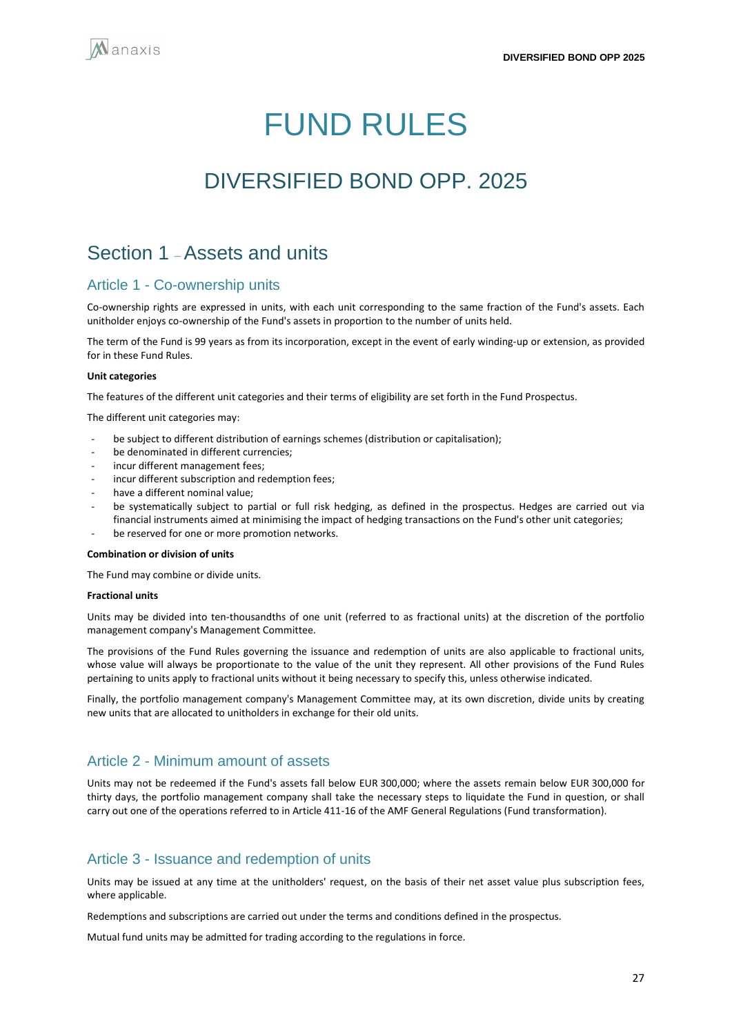# FUND RULES

## DIVERSIFIED BOND OPP. 2025

## Section 1 – Assets and units

### Article 1 - Co-ownership units

Co-ownership rights are expressed in units, with each unit corresponding to the same fraction of the Fund's assets. Each unitholder enjoys co-ownership of the Fund's assets in proportion to the number of units held.

The term of the Fund is 99 years as from its incorporation, except in the event of early winding-up or extension, as provided for in these Fund Rules.

**Unit categories**

The features of the different unit categories and their terms of eligibility are set forth in the Fund Prospectus.

The different unit categories may:

- be subject to different distribution of earnings schemes (distribution or capitalisation);
- be denominated in different currencies;
- incur different management fees;
- incur different subscription and redemption fees;
- have a different nominal value;
- be systematically subject to partial or full risk hedging, as defined in the prospectus. Hedges are carried out via financial instruments aimed at minimising the impact of hedging transactions on the Fund's other unit categories;
- be reserved for one or more promotion networks.

**Combination or division of units**

The Fund may combine or divide units.

**Fractional units**

Units may be divided into ten-thousandths of one unit (referred to as fractional units) at the discretion of the portfolio management company's Management Committee.

The provisions of the Fund Rules governing the issuance and redemption of units are also applicable to fractional units, whose value will always be proportionate to the value of the unit they represent. All other provisions of the Fund Rules pertaining to units apply to fractional units without it being necessary to specify this, unless otherwise indicated.

Finally, the portfolio management company's Management Committee may, at its own discretion, divide units by creating new units that are allocated to unitholders in exchange for their old units.

### Article 2 - Minimum amount of assets

Units may not be redeemed if the Fund's assets fall below EUR 300,000; where the assets remain below EUR 300,000 for thirty days, the portfolio management company shall take the necessary steps to liquidate the Fund in question, or shall carry out one of the operations referred to in Article 411-16 of the AMF General Regulations (Fund transformation).

### Article 3 - Issuance and redemption of units

Units may be issued at any time at the unitholders' request, on the basis of their net asset value plus subscription fees, where applicable.

Redemptions and subscriptions are carried out under the terms and conditions defined in the prospectus.

Mutual fund units may be admitted for trading according to the regulations in force.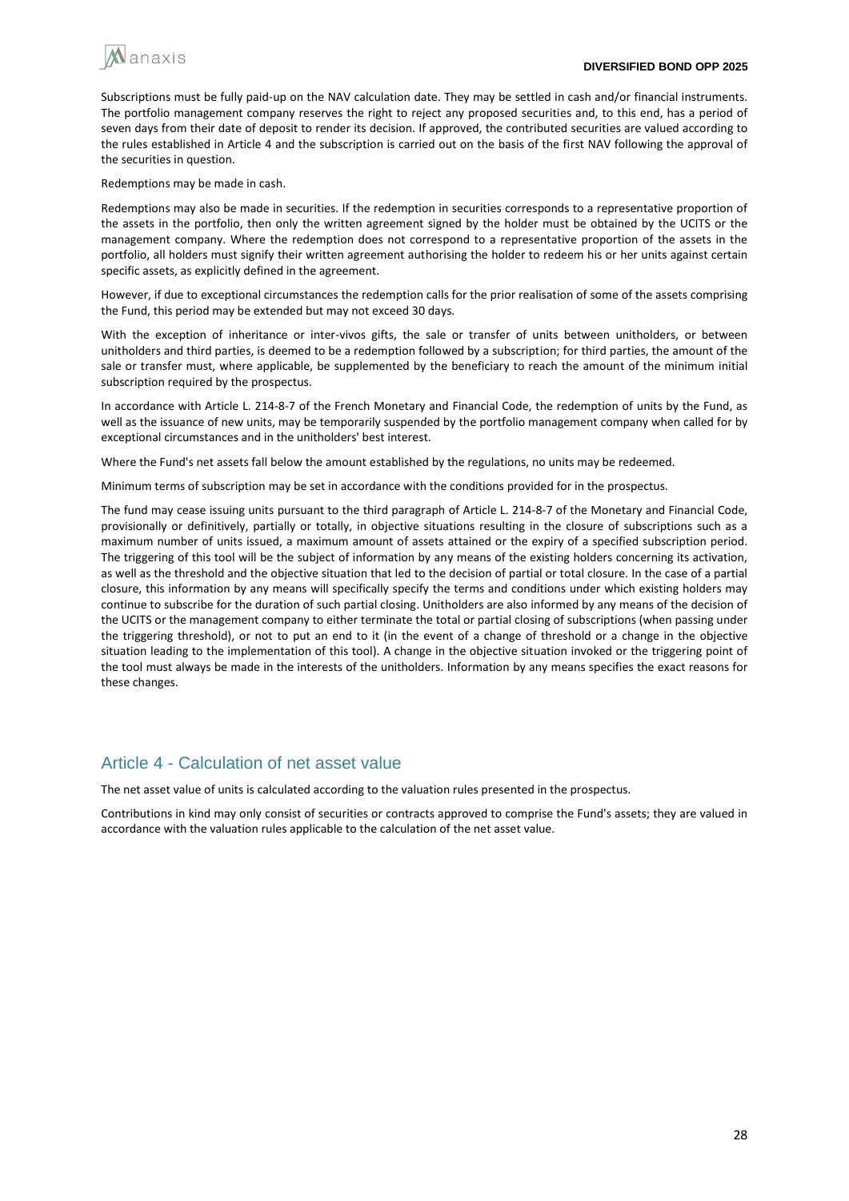Subscriptions must be fully paid-up on the NAV calculation date. They may be settled in cash and/or financial instruments. The portfolio management company reserves the right to reject any proposed securities and, to this end, has a period of seven days from their date of deposit to render its decision. If approved, the contributed securities are valued according to the rules established in Article 4 and the subscription is carried out on the basis of the first NAV following the approval of the securities in question.

Redemptions may be made in cash.

Redemptions may also be made in securities. If the redemption in securities corresponds to a representative proportion of the assets in the portfolio, then only the written agreement signed by the holder must be obtained by the UCITS or the management company. Where the redemption does not correspond to a representative proportion of the assets in the portfolio, all holders must signify their written agreement authorising the holder to redeem his or her units against certain specific assets, as explicitly defined in the agreement.

However, if due to exceptional circumstances the redemption calls for the prior realisation of some of the assets comprising the Fund, this period may be extended but may not exceed 30 days.

With the exception of inheritance or inter-vivos gifts, the sale or transfer of units between unitholders, or between unitholders and third parties, is deemed to be a redemption followed by a subscription; for third parties, the amount of the sale or transfer must, where applicable, be supplemented by the beneficiary to reach the amount of the minimum initial subscription required by the prospectus.

In accordance with Article L. 214-8-7 of the French Monetary and Financial Code, the redemption of units by the Fund, as well as the issuance of new units, may be temporarily suspended by the portfolio management company when called for by exceptional circumstances and in the unitholders' best interest.

Where the Fund's net assets fall below the amount established by the regulations, no units may be redeemed.

Minimum terms of subscription may be set in accordance with the conditions provided for in the prospectus.

The fund may cease issuing units pursuant to the third paragraph of Article L. 214-8-7 of the Monetary and Financial Code, provisionally or definitively, partially or totally, in objective situations resulting in the closure of subscriptions such as a maximum number of units issued, a maximum amount of assets attained or the expiry of a specified subscription period. The triggering of this tool will be the subject of information by any means of the existing holders concerning its activation, as well as the threshold and the objective situation that led to the decision of partial or total closure. In the case of a partial closure, this information by any means will specifically specify the terms and conditions under which existing holders may continue to subscribe for the duration of such partial closing. Unitholders are also informed by any means of the decision of the UCITS or the management company to either terminate the total or partial closing of subscriptions (when passing under the triggering threshold), or not to put an end to it (in the event of a change of threshold or a change in the objective situation leading to the implementation of this tool). A change in the objective situation invoked or the triggering point of the tool must always be made in the interests of the unitholders. Information by any means specifies the exact reasons for these changes.

## Article 4 - Calculation of net asset value

The net asset value of units is calculated according to the valuation rules presented in the prospectus.

Contributions in kind may only consist of securities or contracts approved to comprise the Fund's assets; they are valued in accordance with the valuation rules applicable to the calculation of the net asset value.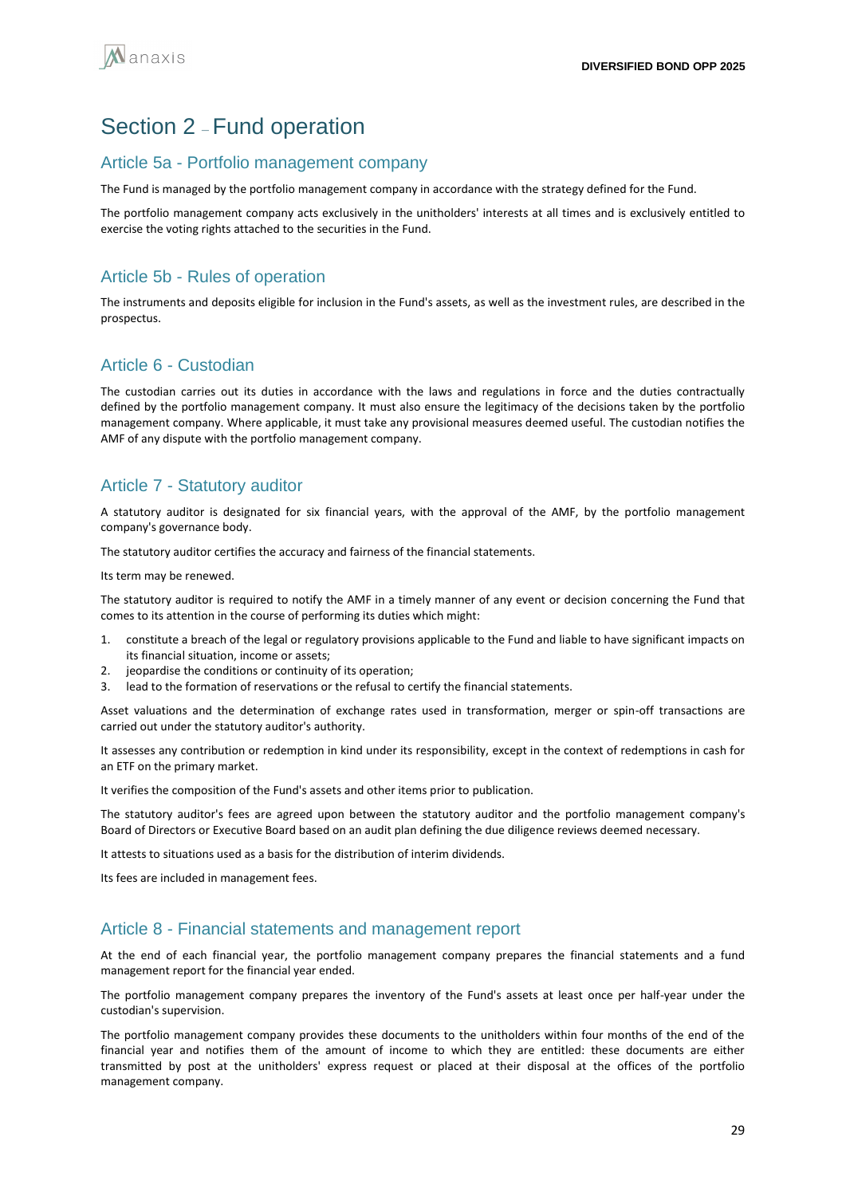# Section 2 – Fund operation

## Article 5a - Portfolio management company

The Fund is managed by the portfolio management company in accordance with the strategy defined for the Fund.

The portfolio management company acts exclusively in the unitholders' interests at all times and is exclusively entitled to exercise the voting rights attached to the securities in the Fund.

## Article 5b - Rules of operation

The instruments and deposits eligible for inclusion in the Fund's assets, as well as the investment rules, are described in the prospectus.

## Article 6 - Custodian

The custodian carries out its duties in accordance with the laws and regulations in force and the duties contractually defined by the portfolio management company. It must also ensure the legitimacy of the decisions taken by the portfolio management company. Where applicable, it must take any provisional measures deemed useful. The custodian notifies the AMF of any dispute with the portfolio management company.

## Article 7 - Statutory auditor

A statutory auditor is designated for six financial years, with the approval of the AMF, by the portfolio management company's governance body.

The statutory auditor certifies the accuracy and fairness of the financial statements.

Its term may be renewed.

The statutory auditor is required to notify the AMF in a timely manner of any event or decision concerning the Fund that comes to its attention in the course of performing its duties which might:

1. constitute a breach of the legal or regulatory provisions applicable to the Fund and liable to have significant impacts on its financial situation, income or assets;
2. jeopardise the conditions or continuity of its operation;
3. lead to the formation of reservations or the refusal to certify the financial statements.

Asset valuations and the determination of exchange rates used in transformation, merger or spin-off transactions are carried out under the statutory auditor's authority.

It assesses any contribution or redemption in kind under its responsibility, except in the context of redemptions in cash for an ETF on the primary market.

It verifies the composition of the Fund's assets and other items prior to publication.

The statutory auditor's fees are agreed upon between the statutory auditor and the portfolio management company's Board of Directors or Executive Board based on an audit plan defining the due diligence reviews deemed necessary.

It attests to situations used as a basis for the distribution of interim dividends.

Its fees are included in management fees.

## Article 8 - Financial statements and management report

At the end of each financial year, the portfolio management company prepares the financial statements and a fund management report for the financial year ended.

The portfolio management company prepares the inventory of the Fund's assets at least once per half-year under the custodian's supervision.

The portfolio management company provides these documents to the unitholders within four months of the end of the financial year and notifies them of the amount of income to which they are entitled: these documents are either transmitted by post at the unitholders' express request or placed at their disposal at the offices of the portfolio management company.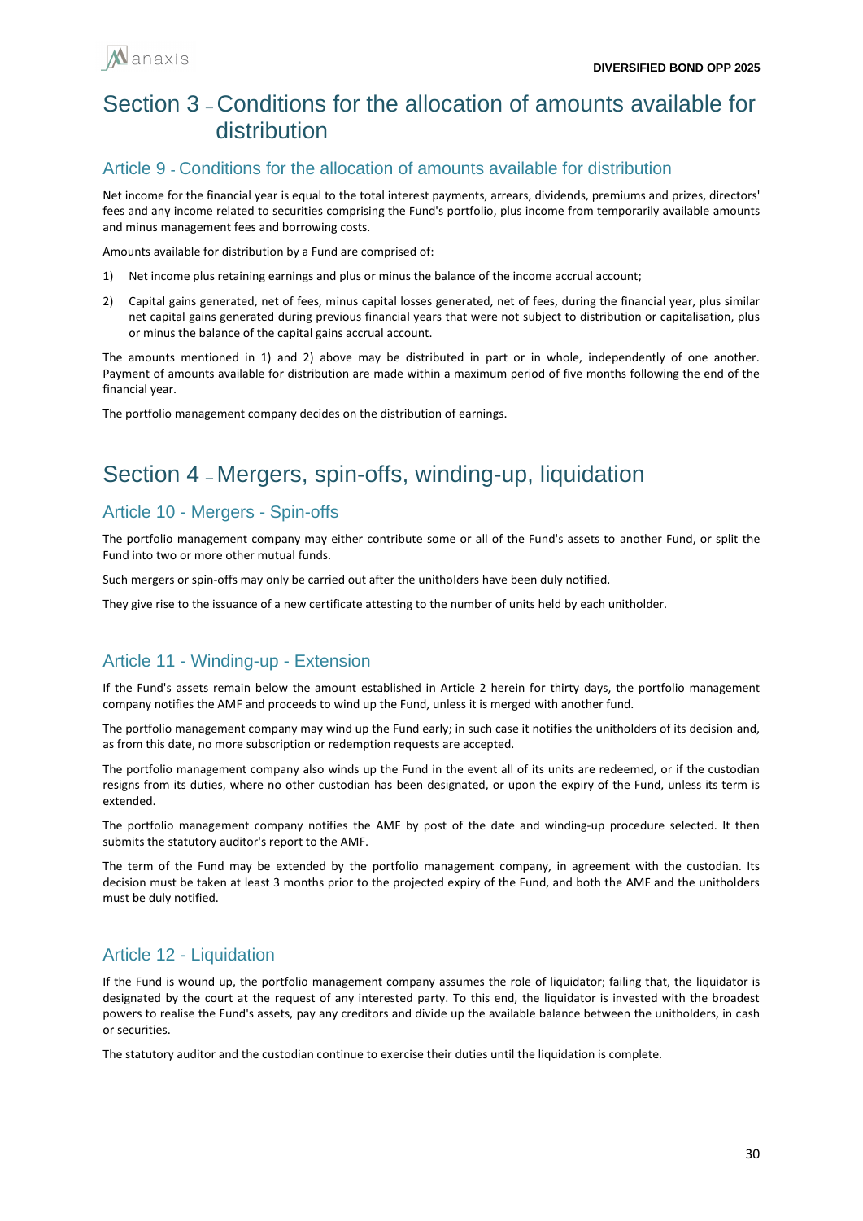# Section 3 – Conditions for the allocation of amounts available for distribution

## Article 9 - Conditions for the allocation of amounts available for distribution

Net income for the financial year is equal to the total interest payments, arrears, dividends, premiums and prizes, directors' fees and any income related to securities comprising the Fund's portfolio, plus income from temporarily available amounts and minus management fees and borrowing costs.

Amounts available for distribution by a Fund are comprised of:

1) Net income plus retaining earnings and plus or minus the balance of the income accrual account;
2) Capital gains generated, net of fees, minus capital losses generated, net of fees, during the financial year, plus similar net capital gains generated during previous financial years that were not subject to distribution or capitalisation, plus or minus the balance of the capital gains accrual account.

The amounts mentioned in 1) and 2) above may be distributed in part or in whole, independently of one another. Payment of amounts available for distribution are made within a maximum period of five months following the end of the financial year.

The portfolio management company decides on the distribution of earnings.

# Section 4 – Mergers, spin-offs, winding-up, liquidation

## Article 10 - Mergers - Spin-offs

The portfolio management company may either contribute some or all of the Fund's assets to another Fund, or split the Fund into two or more other mutual funds.

Such mergers or spin-offs may only be carried out after the unitholders have been duly notified.

They give rise to the issuance of a new certificate attesting to the number of units held by each unitholder.

## Article 11 - Winding-up - Extension

If the Fund's assets remain below the amount established in Article 2 herein for thirty days, the portfolio management company notifies the AMF and proceeds to wind up the Fund, unless it is merged with another fund.

The portfolio management company may wind up the Fund early; in such case it notifies the unitholders of its decision and, as from this date, no more subscription or redemption requests are accepted.

The portfolio management company also winds up the Fund in the event all of its units are redeemed, or if the custodian resigns from its duties, where no other custodian has been designated, or upon the expiry of the Fund, unless its term is extended.

The portfolio management company notifies the AMF by post of the date and winding-up procedure selected. It then submits the statutory auditor's report to the AMF.

The term of the Fund may be extended by the portfolio management company, in agreement with the custodian. Its decision must be taken at least 3 months prior to the projected expiry of the Fund, and both the AMF and the unitholders must be duly notified.

## Article 12 - Liquidation

If the Fund is wound up, the portfolio management company assumes the role of liquidator; failing that, the liquidator is designated by the court at the request of any interested party. To this end, the liquidator is invested with the broadest powers to realise the Fund's assets, pay any creditors and divide up the available balance between the unitholders, in cash or securities.

The statutory auditor and the custodian continue to exercise their duties until the liquidation is complete.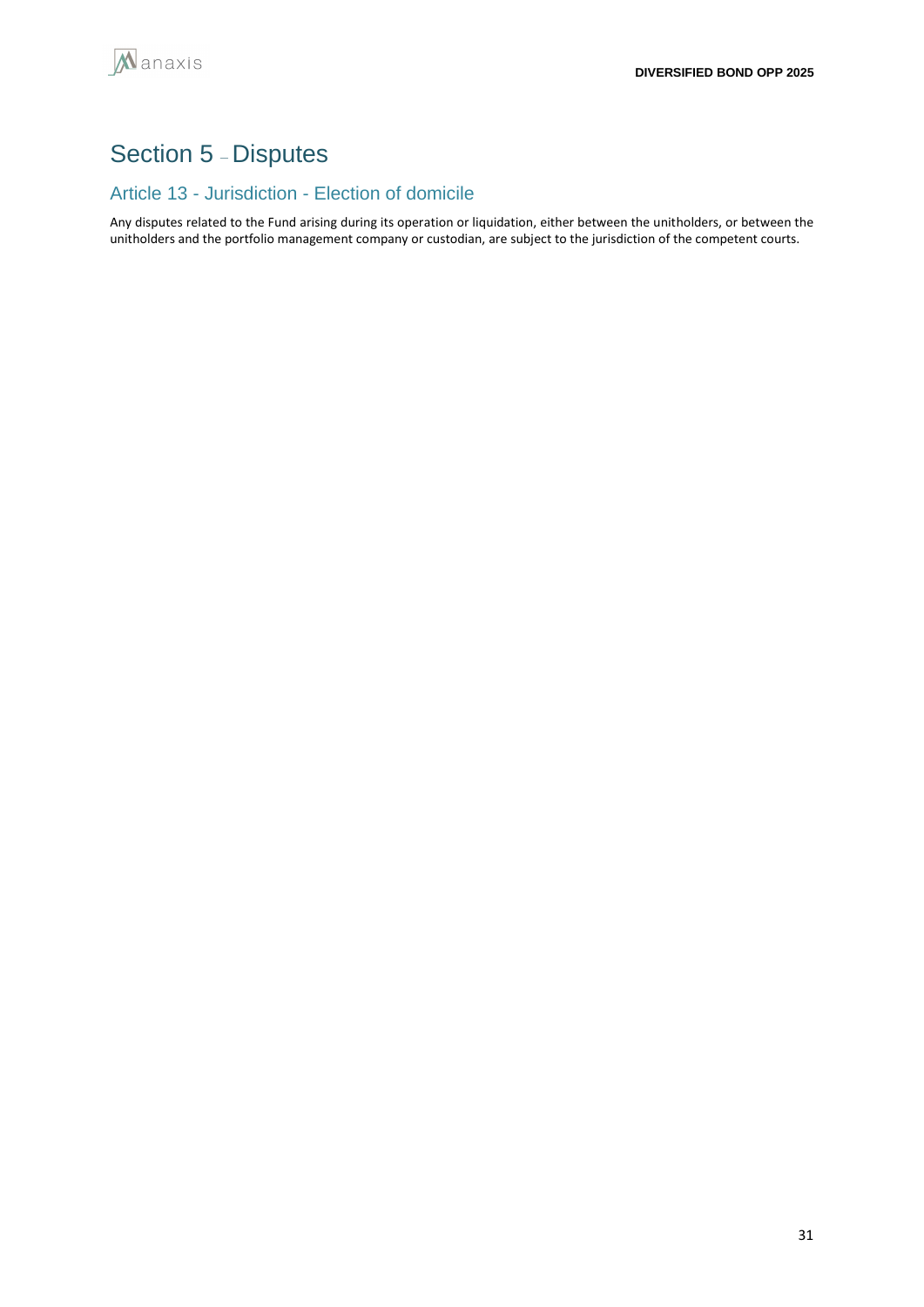# Section 5 – Disputes

## Article 13 - Jurisdiction - Election of domicile

Any disputes related to the Fund arising during its operation or liquidation, either between the unitholders, or between the unitholders and the portfolio management company or custodian, are subject to the jurisdiction of the competent courts.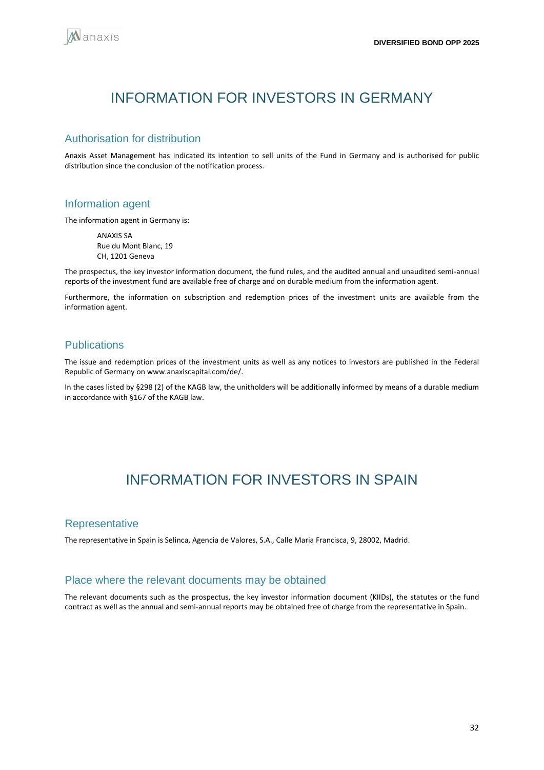# INFORMATION FOR INVESTORS IN GERMANY

## Authorisation for distribution

Anaxis Asset Management has indicated its intention to sell units of the Fund in Germany and is authorised for public distribution since the conclusion of the notification process.

## Information agent

The information agent in Germany is:

> ANAXIS SA
> Rue du Mont Blanc, 19
> CH, 1201 Geneva

The prospectus, the key investor information document, the fund rules, and the audited annual and unaudited semi-annual reports of the investment fund are available free of charge and on durable medium from the information agent.

Furthermore, the information on subscription and redemption prices of the investment units are available from the information agent.

## Publications

The issue and redemption prices of the investment units as well as any notices to investors are published in the Federal Republic of Germany on www.anaxiscapital.com/de/.

In the cases listed by §298 (2) of the KAGB law, the unitholders will be additionally informed by means of a durable medium in accordance with §167 of the KAGB law.

# INFORMATION FOR INVESTORS IN SPAIN

## Representative

The representative in Spain is Selinca, Agencia de Valores, S.A., Calle Maria Francisca, 9, 28002, Madrid.

## Place where the relevant documents may be obtained

The relevant documents such as the prospectus, the key investor information document (KIIDs), the statutes or the fund contract as well as the annual and semi-annual reports may be obtained free of charge from the representative in Spain.